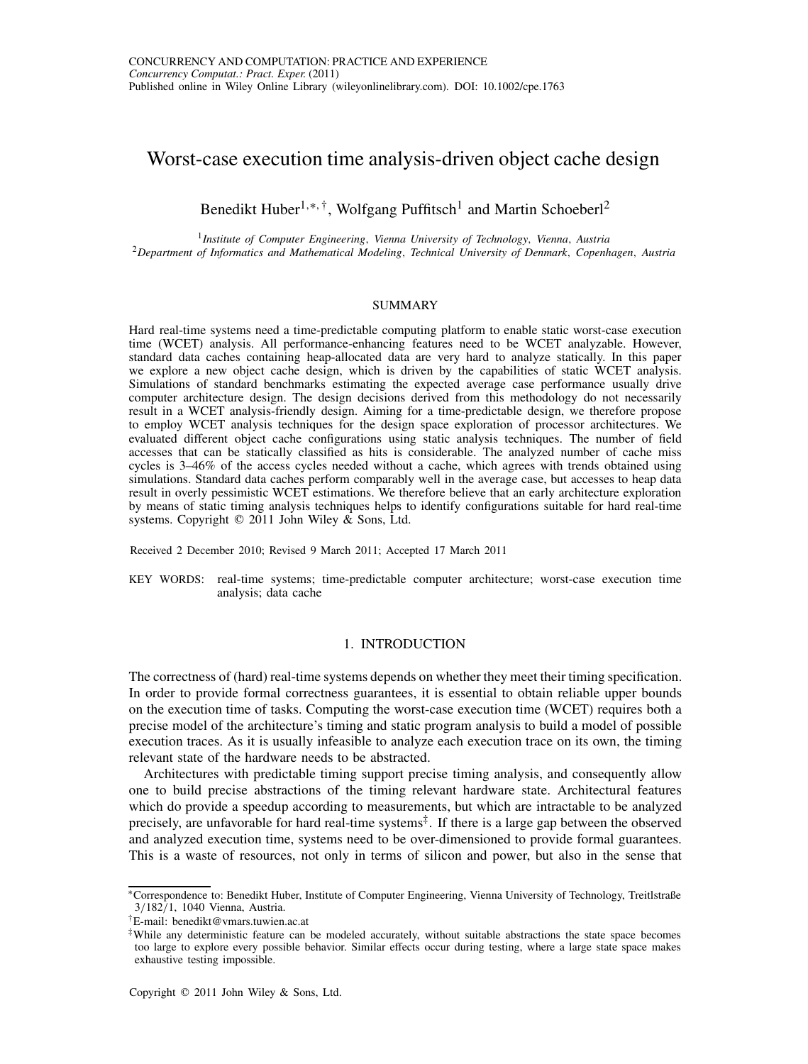# Worst-case execution time analysis-driven object cache design

Benedikt Huber[1,*,†], Wolfgang Puffitsch[1] and Martin Schoeberl[2]

[1] *Institute of Computer Engineering, Vienna University of Technology, Vienna, Austria*
[2] *Department of Informatics and Mathematical Modeling, Technical University of Denmark, Copenhagen, Austria*

## SUMMARY

Hard real-time systems need a time-predictable computing platform to enable static worst-case execution time (WCET) analysis. All performance-enhancing features need to be WCET analyzable. However, standard data caches containing heap-allocated data are very hard to analyze statically. In this paper we explore a new object cache design, which is driven by the capabilities of static WCET analysis. Simulations of standard benchmarks estimating the expected average case performance usually drive computer architecture design. The design decisions derived from this methodology do not necessarily result in a WCET analysis-friendly design. Aiming for a time-predictable design, we therefore propose to employ WCET analysis techniques for the design space exploration of processor architectures. We evaluated different object cache configurations using static analysis techniques. The number of field accesses that can be statically classified as hits is considerable. The analyzed number of cache miss cycles is 3–46% of the access cycles needed without a cache, which agrees with trends obtained using simulations. Standard data caches perform comparably well in the average case, but accesses to heap data result in overly pessimistic WCET estimations. We therefore believe that an early architecture exploration by means of static timing analysis techniques helps to identify configurations suitable for hard real-time systems. Copyright © 2011 John Wiley & Sons, Ltd.

Received 2 December 2010; Revised 9 March 2011; Accepted 17 March 2011

KEY WORDS: real-time systems; time-predictable computer architecture; worst-case execution time analysis; data cache

## 1. INTRODUCTION

The correctness of (hard) real-time systems depends on whether they meet their timing specification. In order to provide formal correctness guarantees, it is essential to obtain reliable upper bounds on the execution time of tasks. Computing the worst-case execution time (WCET) requires both a precise model of the architecture's timing and static program analysis to build a model of possible execution traces. As it is usually infeasible to analyze each execution trace on its own, the timing relevant state of the hardware needs to be abstracted.

Architectures with predictable timing support precise timing analysis, and consequently allow one to build precise abstractions of the timing relevant hardware state. Architectural features which do provide a speedup according to measurements, but which are intractable to be analyzed precisely, are unfavorable for hard real-time systems[‡]. If there is a large gap between the observed and analyzed execution time, systems need to be over-dimensioned to provide formal guarantees. This is a waste of resources, not only in terms of silicon and power, but also in the sense that

---

*Correspondence to: Benedikt Huber, Institute of Computer Engineering, Vienna University of Technology, Treitlstraße 3/182/1, 1040 Vienna, Austria.

†E-mail: benedikt@vmars.tuwien.ac.at

‡While any deterministic feature can be modeled accurately, without suitable abstractions the state space becomes too large to explore every possible behavior. Similar effects occur during testing, where a large state space makes exhaustive testing impossible.

Copyright © 2011 John Wiley & Sons, Ltd.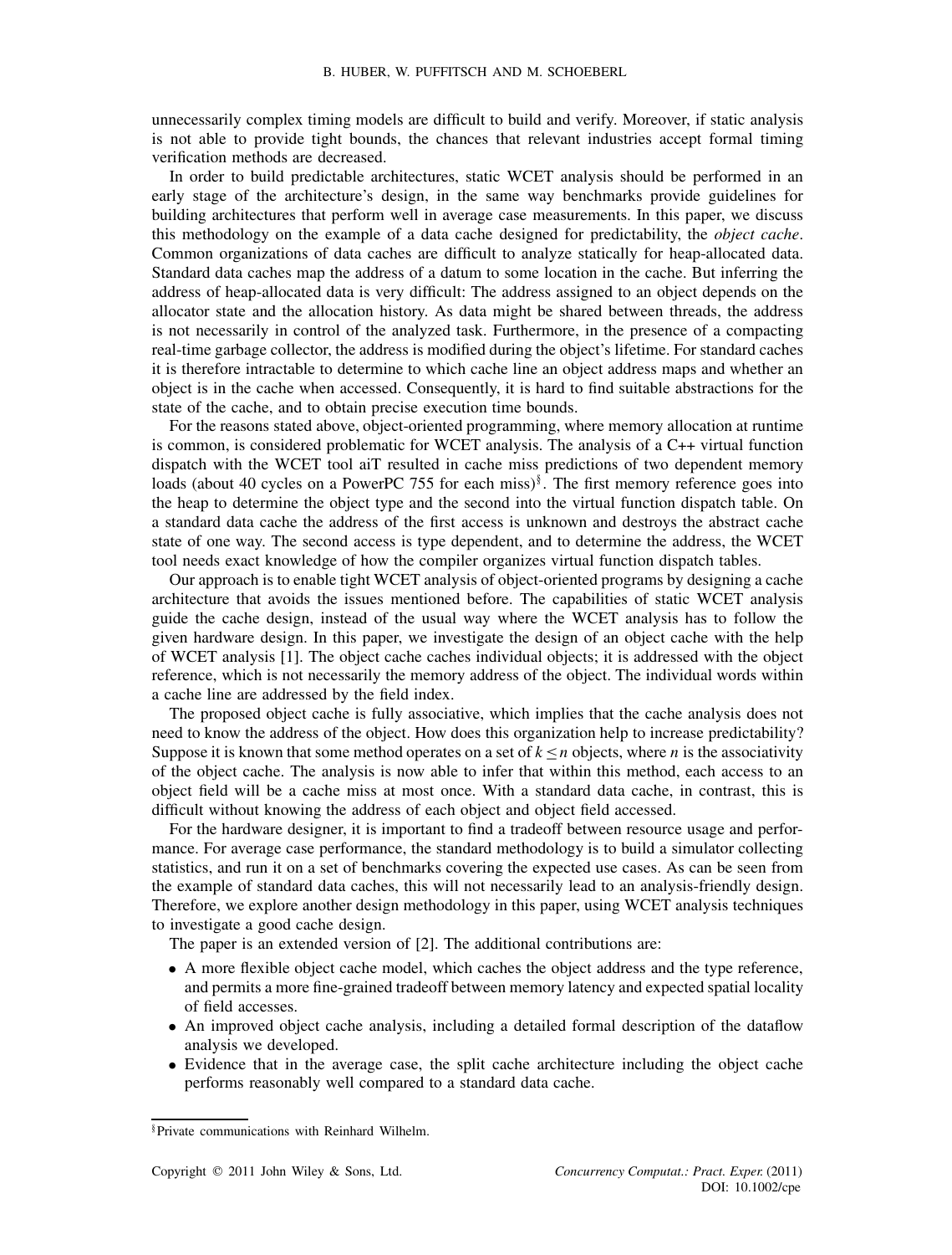unnecessarily complex timing models are difficult to build and verify. Moreover, if static analysis is not able to provide tight bounds, the chances that relevant industries accept formal timing verification methods are decreased.

In order to build predictable architectures, static WCET analysis should be performed in an early stage of the architecture's design, in the same way benchmarks provide guidelines for building architectures that perform well in average case measurements. In this paper, we discuss this methodology on the example of a data cache designed for predictability, the *object cache*. Common organizations of data caches are difficult to analyze statically for heap-allocated data. Standard data caches map the address of a datum to some location in the cache. But inferring the address of heap-allocated data is very difficult: The address assigned to an object depends on the allocator state and the allocation history. As data might be shared between threads, the address is not necessarily in control of the analyzed task. Furthermore, in the presence of a compacting real-time garbage collector, the address is modified during the object's lifetime. For standard caches it is therefore intractable to determine to which cache line an object address maps and whether an object is in the cache when accessed. Consequently, it is hard to find suitable abstractions for the state of the cache, and to obtain precise execution time bounds.

For the reasons stated above, object-oriented programming, where memory allocation at runtime is common, is considered problematic for WCET analysis. The analysis of a C++ virtual function dispatch with the WCET tool aiT resulted in cache miss predictions of two dependent memory loads (about 40 cycles on a PowerPC 755 for each miss)[§]. The first memory reference goes into the heap to determine the object type and the second into the virtual function dispatch table. On a standard data cache the address of the first access is unknown and destroys the abstract cache state of one way. The second access is type dependent, and to determine the address, the WCET tool needs exact knowledge of how the compiler organizes virtual function dispatch tables.

Our approach is to enable tight WCET analysis of object-oriented programs by designing a cache architecture that avoids the issues mentioned before. The capabilities of static WCET analysis guide the cache design, instead of the usual way where the WCET analysis has to follow the given hardware design. In this paper, we investigate the design of an object cache with the help of WCET analysis [1]. The object cache caches individual objects; it is addressed with the object reference, which is not necessarily the memory address of the object. The individual words within a cache line are addressed by the field index.

The proposed object cache is fully associative, which implies that the cache analysis does not need to know the address of the object. How does this organization help to increase predictability? Suppose it is known that some method operates on a set of $k \leq n$ objects, where $n$ is the associativity of the object cache. The analysis is now able to infer that within this method, each access to an object field will be a cache miss at most once. With a standard data cache, in contrast, this is difficult without knowing the address of each object and object field accessed.

For the hardware designer, it is important to find a tradeoff between resource usage and performance. For average case performance, the standard methodology is to build a simulator collecting statistics, and run it on a set of benchmarks covering the expected use cases. As can be seen from the example of standard data caches, this will not necessarily lead to an analysis-friendly design. Therefore, we explore another design methodology in this paper, using WCET analysis techniques to investigate a good cache design.

The paper is an extended version of [2]. The additional contributions are:

- A more flexible object cache model, which caches the object address and the type reference, and permits a more fine-grained tradeoff between memory latency and expected spatial locality of field accesses.
- An improved object cache analysis, including a detailed formal description of the dataflow analysis we developed.
- Evidence that in the average case, the split cache architecture including the object cache performs reasonably well compared to a standard data cache.

[§]Private communications with Reinhard Wilhelm.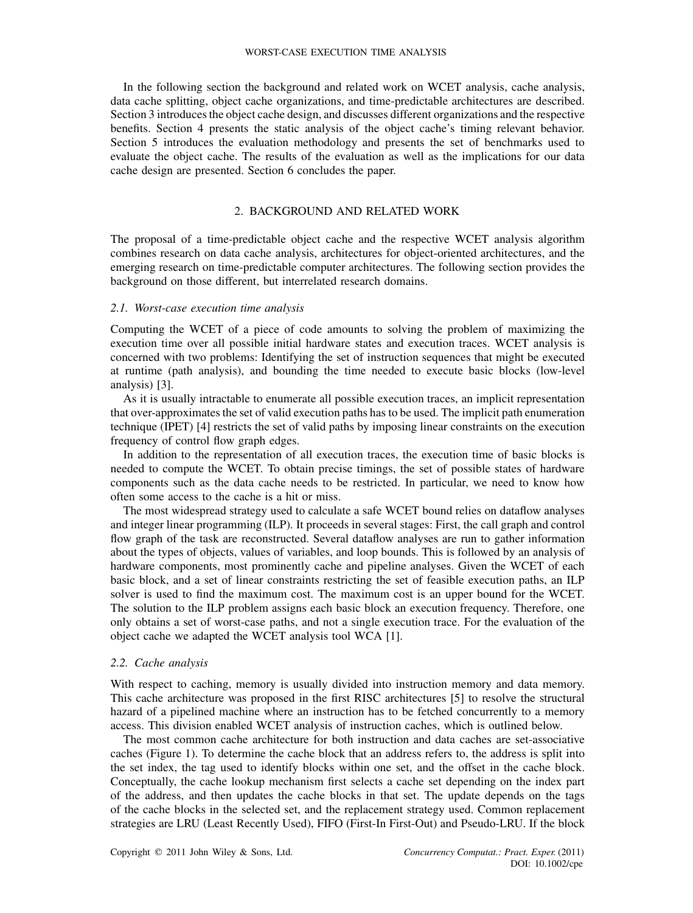In the following section the background and related work on WCET analysis, cache analysis, data cache splitting, object cache organizations, and time-predictable architectures are described. Section 3 introduces the object cache design, and discusses different organizations and the respective benefits. Section 4 presents the static analysis of the object cache's timing relevant behavior. Section 5 introduces the evaluation methodology and presents the set of benchmarks used to evaluate the object cache. The results of the evaluation as well as the implications for our data cache design are presented. Section 6 concludes the paper.

## 2. BACKGROUND AND RELATED WORK

The proposal of a time-predictable object cache and the respective WCET analysis algorithm combines research on data cache analysis, architectures for object-oriented architectures, and the emerging research on time-predictable computer architectures. The following section provides the background on those different, but interrelated research domains.

### *2.1. Worst-case execution time analysis*

Computing the WCET of a piece of code amounts to solving the problem of maximizing the execution time over all possible initial hardware states and execution traces. WCET analysis is concerned with two problems: Identifying the set of instruction sequences that might be executed at runtime (path analysis), and bounding the time needed to execute basic blocks (low-level analysis) [3].

As it is usually intractable to enumerate all possible execution traces, an implicit representation that over-approximates the set of valid execution paths has to be used. The implicit path enumeration technique (IPET) [4] restricts the set of valid paths by imposing linear constraints on the execution frequency of control flow graph edges.

In addition to the representation of all execution traces, the execution time of basic blocks is needed to compute the WCET. To obtain precise timings, the set of possible states of hardware components such as the data cache needs to be restricted. In particular, we need to know how often some access to the cache is a hit or miss.

The most widespread strategy used to calculate a safe WCET bound relies on dataflow analyses and integer linear programming (ILP). It proceeds in several stages: First, the call graph and control flow graph of the task are reconstructed. Several dataflow analyses are run to gather information about the types of objects, values of variables, and loop bounds. This is followed by an analysis of hardware components, most prominently cache and pipeline analyses. Given the WCET of each basic block, and a set of linear constraints restricting the set of feasible execution paths, an ILP solver is used to find the maximum cost. The maximum cost is an upper bound for the WCET. The solution to the ILP problem assigns each basic block an execution frequency. Therefore, one only obtains a set of worst-case paths, and not a single execution trace. For the evaluation of the object cache we adapted the WCET analysis tool WCA [1].

### *2.2. Cache analysis*

With respect to caching, memory is usually divided into instruction memory and data memory. This cache architecture was proposed in the first RISC architectures [5] to resolve the structural hazard of a pipelined machine where an instruction has to be fetched concurrently to a memory access. This division enabled WCET analysis of instruction caches, which is outlined below.

The most common cache architecture for both instruction and data caches are set-associative caches (Figure 1). To determine the cache block that an address refers to, the address is split into the set index, the tag used to identify blocks within one set, and the offset in the cache block. Conceptually, the cache lookup mechanism first selects a cache set depending on the index part of the address, and then updates the cache blocks in that set. The update depends on the tags of the cache blocks in the selected set, and the replacement strategy used. Common replacement strategies are LRU (Least Recently Used), FIFO (First-In First-Out) and Pseudo-LRU. If the block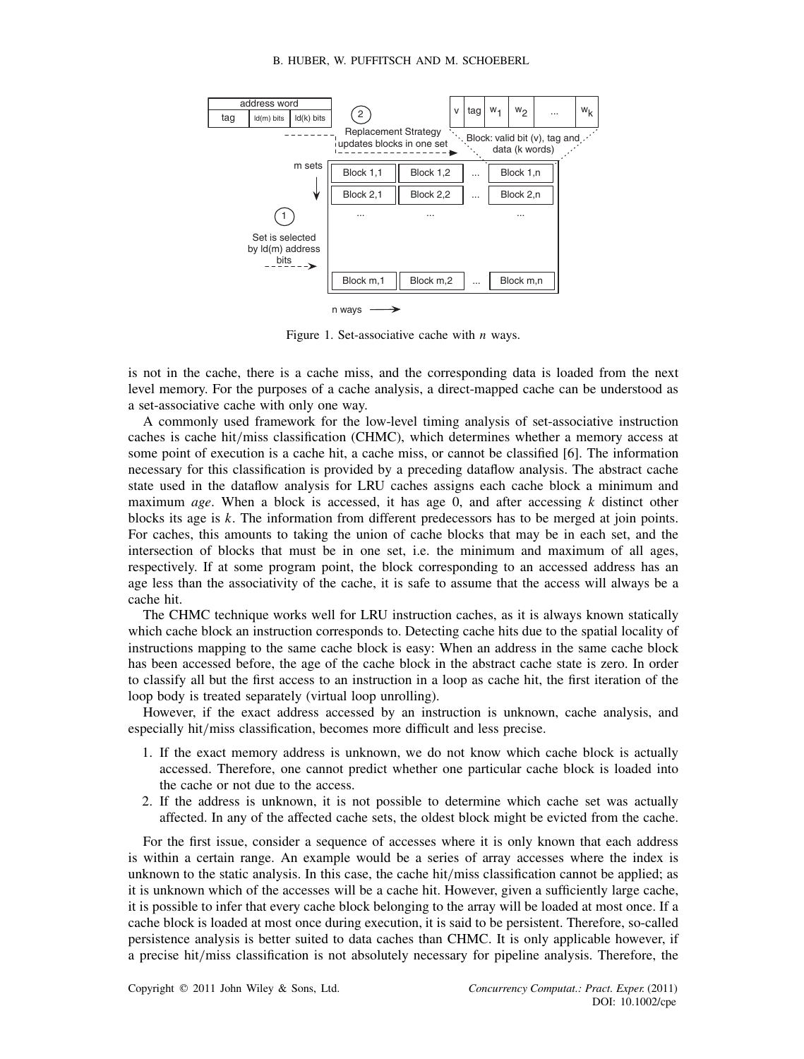address word

tag | ld(m) bits | ld(k) bits

2 Replacement Strategy updates blocks in one set

v | tag | $w_1$ | $w_2$ | ... | $w_k$

Block: valid bit (v), tag and data (k words)

m sets

Block 1,1 Block 1,2 ... Block 1,n

Block 2,1 Block 2,2 ... Block 2,n

1 Set is selected by ld(m) address bits

Block m,1 Block m,2 ... Block m,n

n ways

Figure 1. Set-associative cache with $n$ ways.

is not in the cache, there is a cache miss, and the corresponding data is loaded from the next level memory. For the purposes of a cache analysis, a direct-mapped cache can be understood as a set-associative cache with only one way.

A commonly used framework for the low-level timing analysis of set-associative instruction caches is cache hit/miss classification (CHMC), which determines whether a memory access at some point of execution is a cache hit, a cache miss, or cannot be classified [6]. The information necessary for this classification is provided by a preceding dataflow analysis. The abstract cache state used in the dataflow analysis for LRU caches assigns each cache block a minimum and maximum *age*. When a block is accessed, it has age 0, and after accessing $k$ distinct other blocks its age is $k$. The information from different predecessors has to be merged at join points. For caches, this amounts to taking the union of cache blocks that may be in each set, and the intersection of blocks that must be in one set, i.e. the minimum and maximum of all ages, respectively. If at some program point, the block corresponding to an accessed address has an age less than the associativity of the cache, it is safe to assume that the access will always be a cache hit.

The CHMC technique works well for LRU instruction caches, as it is always known statically which cache block an instruction corresponds to. Detecting cache hits due to the spatial locality of instructions mapping to the same cache block is easy: When an address in the same cache block has been accessed before, the age of the cache block in the abstract cache state is zero. In order to classify all but the first access to an instruction in a loop as cache hit, the first iteration of the loop body is treated separately (virtual loop unrolling).

However, if the exact address accessed by an instruction is unknown, cache analysis, and especially hit/miss classification, becomes more difficult and less precise.

1. If the exact memory address is unknown, we do not know which cache block is actually accessed. Therefore, one cannot predict whether one particular cache block is loaded into the cache or not due to the access.
2. If the address is unknown, it is not possible to determine which cache set was actually affected. In any of the affected cache sets, the oldest block might be evicted from the cache.

For the first issue, consider a sequence of accesses where it is only known that each address is within a certain range. An example would be a series of array accesses where the index is unknown to the static analysis. In this case, the cache hit/miss classification cannot be applied; as it is unknown which of the accesses will be a cache hit. However, given a sufficiently large cache, it is possible to infer that every cache block belonging to the array will be loaded at most once. If a cache block is loaded at most once during execution, it is said to be persistent. Therefore, so-called persistence analysis is better suited to data caches than CHMC. It is only applicable however, if a precise hit/miss classification is not absolutely necessary for pipeline analysis. Therefore, the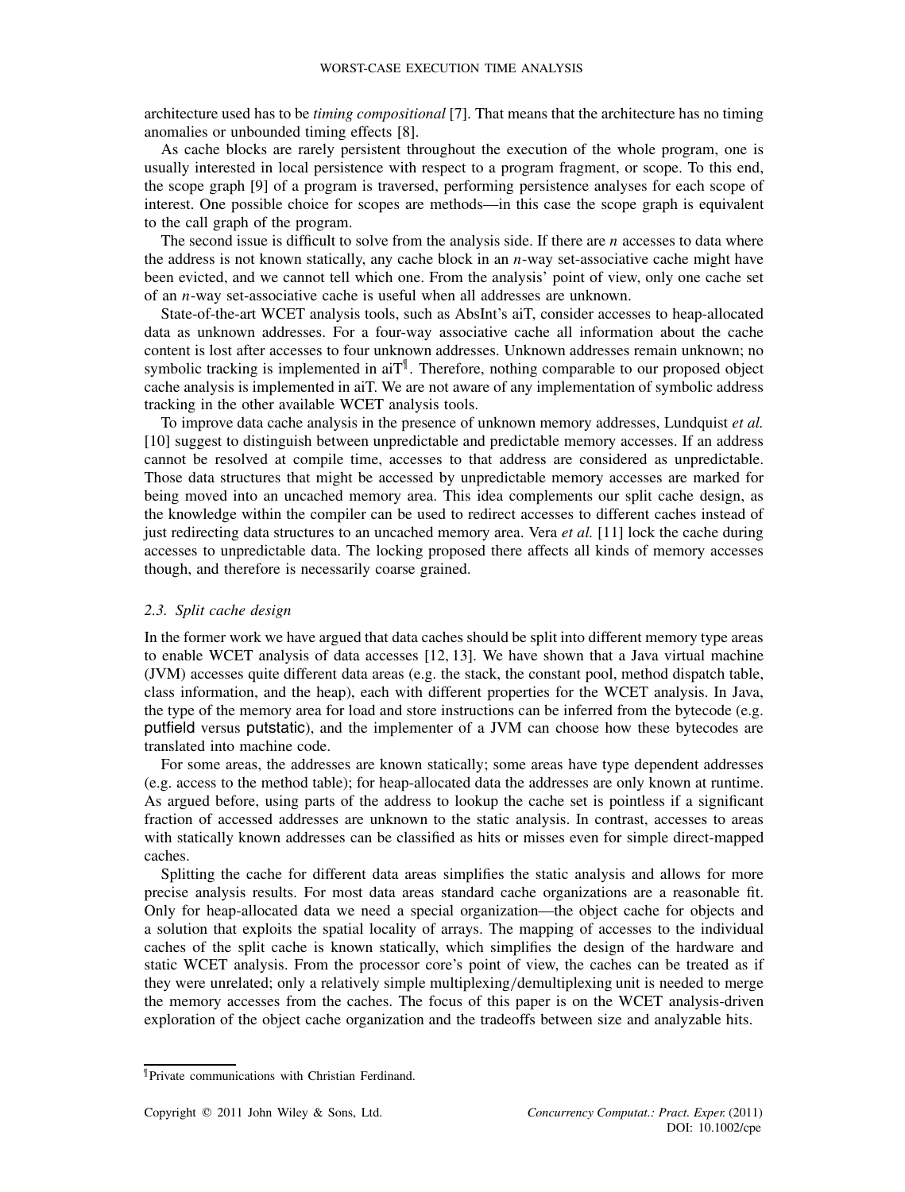architecture used has to be *timing compositional* [7]. That means that the architecture has no timing anomalies or unbounded timing effects [8].

As cache blocks are rarely persistent throughout the execution of the whole program, one is usually interested in local persistence with respect to a program fragment, or scope. To this end, the scope graph [9] of a program is traversed, performing persistence analyses for each scope of interest. One possible choice for scopes are methods—in this case the scope graph is equivalent to the call graph of the program.

The second issue is difficult to solve from the analysis side. If there are $n$ accesses to data where the address is not known statically, any cache block in an $n$-way set-associative cache might have been evicted, and we cannot tell which one. From the analysis' point of view, only one cache set of an $n$-way set-associative cache is useful when all addresses are unknown.

State-of-the-art WCET analysis tools, such as AbsInt's aiT, consider accesses to heap-allocated data as unknown addresses. For a four-way associative cache all information about the cache content is lost after accesses to four unknown addresses. Unknown addresses remain unknown; no symbolic tracking is implemented in aiT[¶]. Therefore, nothing comparable to our proposed object cache analysis is implemented in aiT. We are not aware of any implementation of symbolic address tracking in the other available WCET analysis tools.

To improve data cache analysis in the presence of unknown memory addresses, Lundquist *et al.* [10] suggest to distinguish between unpredictable and predictable memory accesses. If an address cannot be resolved at compile time, accesses to that address are considered as unpredictable. Those data structures that might be accessed by unpredictable memory accesses are marked for being moved into an uncached memory area. This idea complements our split cache design, as the knowledge within the compiler can be used to redirect accesses to different caches instead of just redirecting data structures to an uncached memory area. Vera *et al.* [11] lock the cache during accesses to unpredictable data. The locking proposed there affects all kinds of memory accesses though, and therefore is necessarily coarse grained.

### 2.3. Split cache design

In the former work we have argued that data caches should be split into different memory type areas to enable WCET analysis of data accesses [12, 13]. We have shown that a Java virtual machine (JVM) accesses quite different data areas (e.g. the stack, the constant pool, method dispatch table, class information, and the heap), each with different properties for the WCET analysis. In Java, the type of the memory area for load and store instructions can be inferred from the bytecode (e.g. putfield versus putstatic), and the implementer of a JVM can choose how these bytecodes are translated into machine code.

For some areas, the addresses are known statically; some areas have type dependent addresses (e.g. access to the method table); for heap-allocated data the addresses are only known at runtime. As argued before, using parts of the address to lookup the cache set is pointless if a significant fraction of accessed addresses are unknown to the static analysis. In contrast, accesses to areas with statically known addresses can be classified as hits or misses even for simple direct-mapped caches.

Splitting the cache for different data areas simplifies the static analysis and allows for more precise analysis results. For most data areas standard cache organizations are a reasonable fit. Only for heap-allocated data we need a special organization—the object cache for objects and a solution that exploits the spatial locality of arrays. The mapping of accesses to the individual caches of the split cache is known statically, which simplifies the design of the hardware and static WCET analysis. From the processor core's point of view, the caches can be treated as if they were unrelated; only a relatively simple multiplexing/demultiplexing unit is needed to merge the memory accesses from the caches. The focus of this paper is on the WCET analysis-driven exploration of the object cache organization and the tradeoffs between size and analyzable hits.

---

[¶]Private communications with Christian Ferdinand.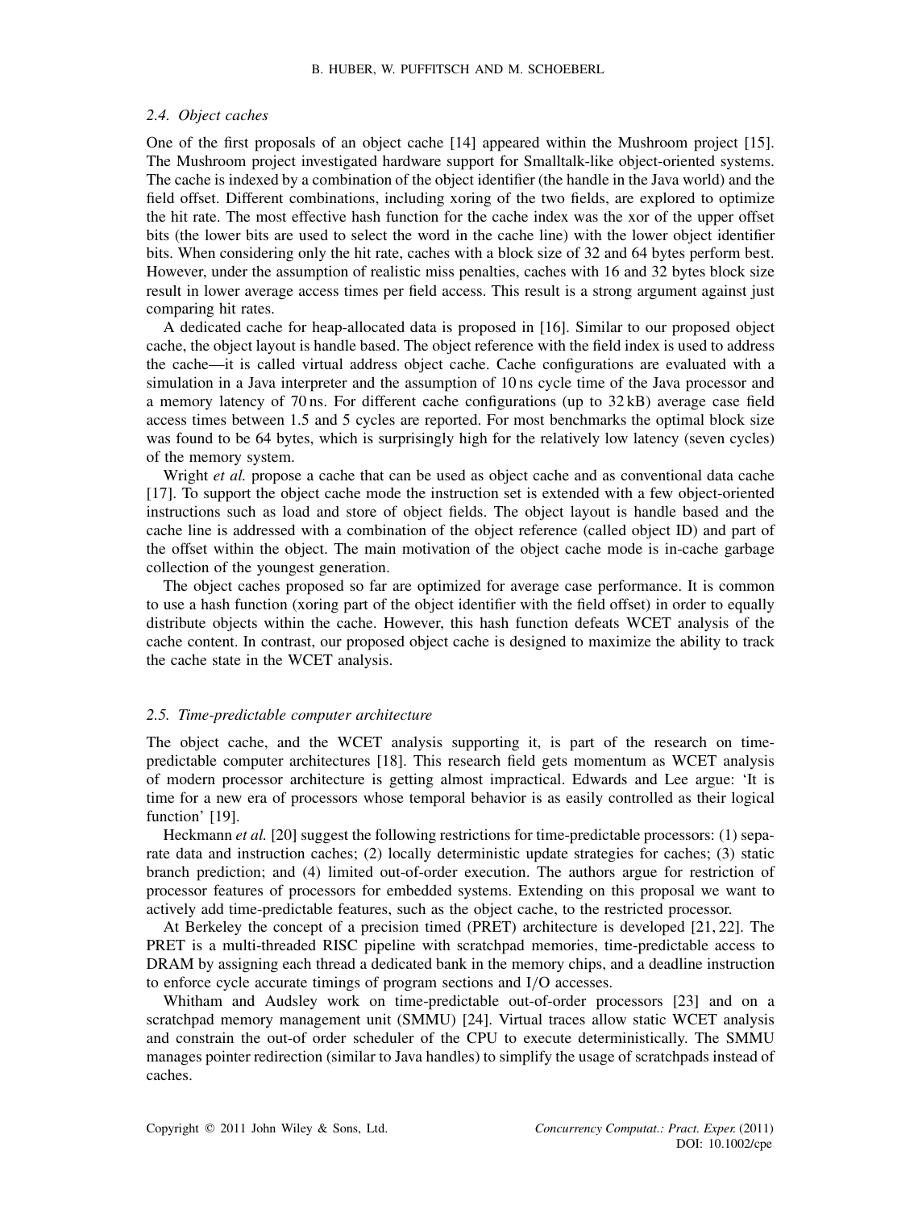### 2.4. Object caches

One of the first proposals of an object cache [14] appeared within the Mushroom project [15]. The Mushroom project investigated hardware support for Smalltalk-like object-oriented systems. The cache is indexed by a combination of the object identifier (the handle in the Java world) and the field offset. Different combinations, including xoring of the two fields, are explored to optimize the hit rate. The most effective hash function for the cache index was the xor of the upper offset bits (the lower bits are used to select the word in the cache line) with the lower object identifier bits. When considering only the hit rate, caches with a block size of 32 and 64 bytes perform best. However, under the assumption of realistic miss penalties, caches with 16 and 32 bytes block size result in lower average access times per field access. This result is a strong argument against just comparing hit rates.

A dedicated cache for heap-allocated data is proposed in [16]. Similar to our proposed object cache, the object layout is handle based. The object reference with the field index is used to address the cache—it is called virtual address object cache. Cache configurations are evaluated with a simulation in a Java interpreter and the assumption of 10 ns cycle time of the Java processor and a memory latency of 70 ns. For different cache configurations (up to 32 kB) average case field access times between 1.5 and 5 cycles are reported. For most benchmarks the optimal block size was found to be 64 bytes, which is surprisingly high for the relatively low latency (seven cycles) of the memory system.

Wright *et al.* propose a cache that can be used as object cache and as conventional data cache [17]. To support the object cache mode the instruction set is extended with a few object-oriented instructions such as load and store of object fields. The object layout is handle based and the cache line is addressed with a combination of the object reference (called object ID) and part of the offset within the object. The main motivation of the object cache mode is in-cache garbage collection of the youngest generation.

The object caches proposed so far are optimized for average case performance. It is common to use a hash function (xoring part of the object identifier with the field offset) in order to equally distribute objects within the cache. However, this hash function defeats WCET analysis of the cache content. In contrast, our proposed object cache is designed to maximize the ability to track the cache state in the WCET analysis.

### 2.5. Time-predictable computer architecture

The object cache, and the WCET analysis supporting it, is part of the research on time-predictable computer architectures [18]. This research field gets momentum as WCET analysis of modern processor architecture is getting almost impractical. Edwards and Lee argue: 'It is time for a new era of processors whose temporal behavior is as easily controlled as their logical function' [19].

Heckmann *et al.* [20] suggest the following restrictions for time-predictable processors: (1) separate data and instruction caches; (2) locally deterministic update strategies for caches; (3) static branch prediction; and (4) limited out-of-order execution. The authors argue for restriction of processor features of processors for embedded systems. Extending on this proposal we want to actively add time-predictable features, such as the object cache, to the restricted processor.

At Berkeley the concept of a precision timed (PRET) architecture is developed [21, 22]. The PRET is a multi-threaded RISC pipeline with scratchpad memories, time-predictable access to DRAM by assigning each thread a dedicated bank in the memory chips, and a deadline instruction to enforce cycle accurate timings of program sections and I/O accesses.

Whitham and Audsley work on time-predictable out-of-order processors [23] and on a scratchpad memory management unit (SMMU) [24]. Virtual traces allow static WCET analysis and constrain the out-of order scheduler of the CPU to execute deterministically. The SMMU manages pointer redirection (similar to Java handles) to simplify the usage of scratchpads instead of caches.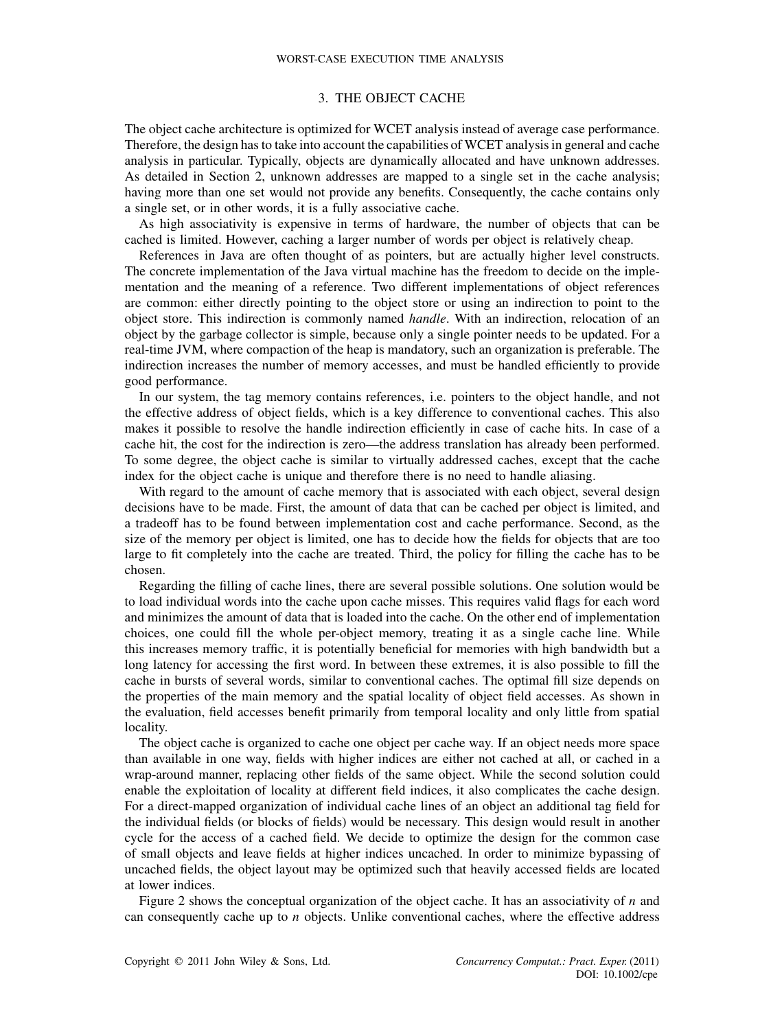## 3. THE OBJECT CACHE

The object cache architecture is optimized for WCET analysis instead of average case performance. Therefore, the design has to take into account the capabilities of WCET analysis in general and cache analysis in particular. Typically, objects are dynamically allocated and have unknown addresses. As detailed in Section 2, unknown addresses are mapped to a single set in the cache analysis; having more than one set would not provide any benefits. Consequently, the cache contains only a single set, or in other words, it is a fully associative cache.

As high associativity is expensive in terms of hardware, the number of objects that can be cached is limited. However, caching a larger number of words per object is relatively cheap.

References in Java are often thought of as pointers, but are actually higher level constructs. The concrete implementation of the Java virtual machine has the freedom to decide on the implementation and the meaning of a reference. Two different implementations of object references are common: either directly pointing to the object store or using an indirection to point to the object store. This indirection is commonly named *handle*. With an indirection, relocation of an object by the garbage collector is simple, because only a single pointer needs to be updated. For a real-time JVM, where compaction of the heap is mandatory, such an organization is preferable. The indirection increases the number of memory accesses, and must be handled efficiently to provide good performance.

In our system, the tag memory contains references, i.e. pointers to the object handle, and not the effective address of object fields, which is a key difference to conventional caches. This also makes it possible to resolve the handle indirection efficiently in case of cache hits. In case of a cache hit, the cost for the indirection is zero—the address translation has already been performed. To some degree, the object cache is similar to virtually addressed caches, except that the cache index for the object cache is unique and therefore there is no need to handle aliasing.

With regard to the amount of cache memory that is associated with each object, several design decisions have to be made. First, the amount of data that can be cached per object is limited, and a tradeoff has to be found between implementation cost and cache performance. Second, as the size of the memory per object is limited, one has to decide how the fields for objects that are too large to fit completely into the cache are treated. Third, the policy for filling the cache has to be chosen.

Regarding the filling of cache lines, there are several possible solutions. One solution would be to load individual words into the cache upon cache misses. This requires valid flags for each word and minimizes the amount of data that is loaded into the cache. On the other end of implementation choices, one could fill the whole per-object memory, treating it as a single cache line. While this increases memory traffic, it is potentially beneficial for memories with high bandwidth but a long latency for accessing the first word. In between these extremes, it is also possible to fill the cache in bursts of several words, similar to conventional caches. The optimal fill size depends on the properties of the main memory and the spatial locality of object field accesses. As shown in the evaluation, field accesses benefit primarily from temporal locality and only little from spatial locality.

The object cache is organized to cache one object per cache way. If an object needs more space than available in one way, fields with higher indices are either not cached at all, or cached in a wrap-around manner, replacing other fields of the same object. While the second solution could enable the exploitation of locality at different field indices, it also complicates the cache design. For a direct-mapped organization of individual cache lines of an object an additional tag field for the individual fields (or blocks of fields) would be necessary. This design would result in another cycle for the access of a cached field. We decide to optimize the design for the common case of small objects and leave fields at higher indices uncached. In order to minimize bypassing of uncached fields, the object layout may be optimized such that heavily accessed fields are located at lower indices.

Figure 2 shows the conceptual organization of the object cache. It has an associativity of $n$ and can consequently cache up to $n$ objects. Unlike conventional caches, where the effective address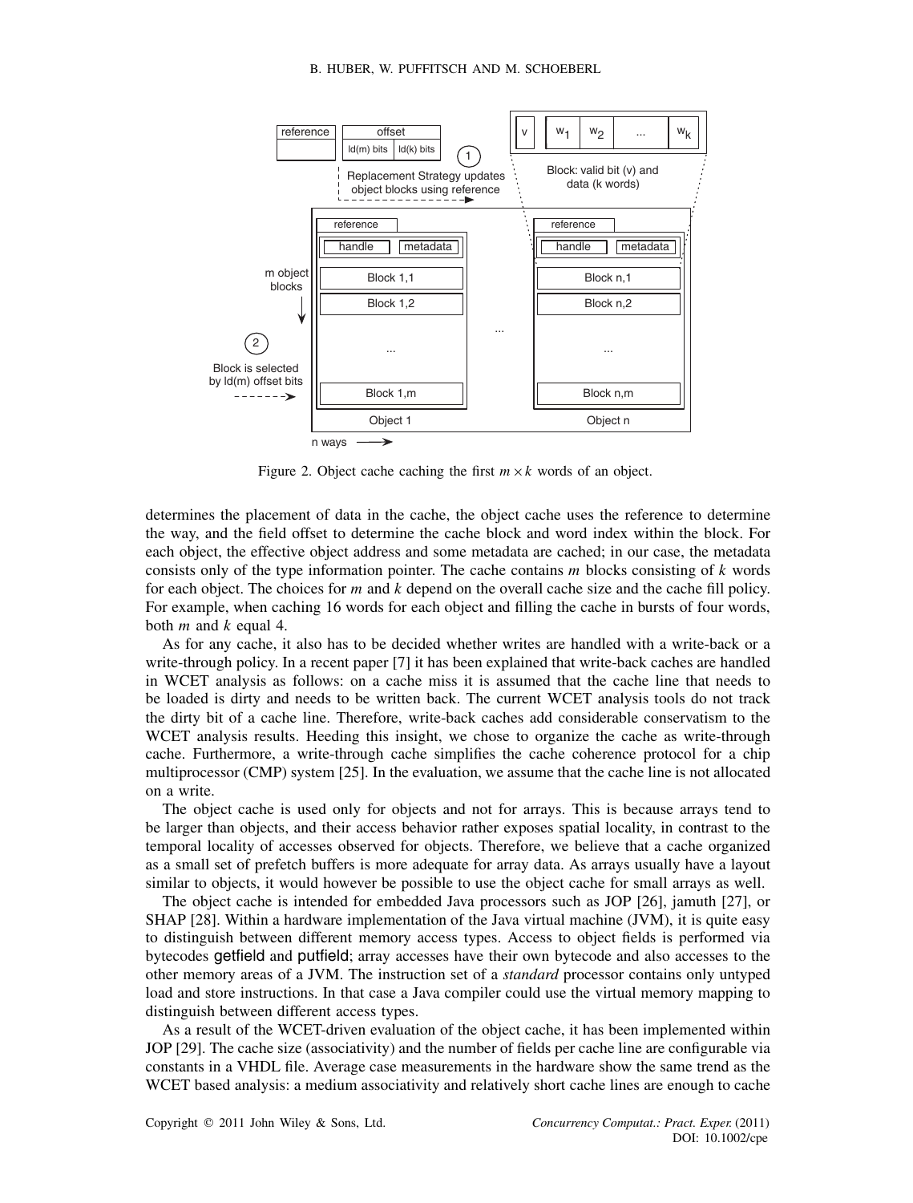reference

offset

ld(m) bits | ld(k) bits

1

Replacement Strategy updates object blocks using reference

v | w1 | w2 | ... | wk

Block: valid bit (v) and data (k words)

m object blocks

2

Block is selected by ld(m) offset bits

reference

handle | metadata

Block 1,1

Block 1,2

...

Block 1,m

Object 1

...

reference

handle | metadata

Block n,1

Block n,2

...

Block n,m

Object n

n ways

Figure 2. Object cache caching the first $m \times k$ words of an object.

determines the placement of data in the cache, the object cache uses the reference to determine the way, and the field offset to determine the cache block and word index within the block. For each object, the effective object address and some metadata are cached; in our case, the metadata consists only of the type information pointer. The cache contains $m$ blocks consisting of $k$ words for each object. The choices for $m$ and $k$ depend on the overall cache size and the cache fill policy. For example, when caching 16 words for each object and filling the cache in bursts of four words, both $m$ and $k$ equal 4.

As for any cache, it also has to be decided whether writes are handled with a write-back or a write-through policy. In a recent paper [7] it has been explained that write-back caches are handled in WCET analysis as follows: on a cache miss it is assumed that the cache line that needs to be loaded is dirty and needs to be written back. The current WCET analysis tools do not track the dirty bit of a cache line. Therefore, write-back caches add considerable conservatism to the WCET analysis results. Heeding this insight, we chose to organize the cache as write-through cache. Furthermore, a write-through cache simplifies the cache coherence protocol for a chip multiprocessor (CMP) system [25]. In the evaluation, we assume that the cache line is not allocated on a write.

The object cache is used only for objects and not for arrays. This is because arrays tend to be larger than objects, and their access behavior rather exposes spatial locality, in contrast to the temporal locality of accesses observed for objects. Therefore, we believe that a cache organized as a small set of prefetch buffers is more adequate for array data. As arrays usually have a layout similar to objects, it would however be possible to use the object cache for small arrays as well.

The object cache is intended for embedded Java processors such as JOP [26], jamuth [27], or SHAP [28]. Within a hardware implementation of the Java virtual machine (JVM), it is quite easy to distinguish between different memory access types. Access to object fields is performed via bytecodes getfield and putfield; array accesses have their own bytecode and also accesses to the other memory areas of a JVM. The instruction set of a *standard* processor contains only untyped load and store instructions. In that case a Java compiler could use the virtual memory mapping to distinguish between different access types.

As a result of the WCET-driven evaluation of the object cache, it has been implemented within JOP [29]. The cache size (associativity) and the number of fields per cache line are configurable via constants in a VHDL file. Average case measurements in the hardware show the same trend as the WCET based analysis: a medium associativity and relatively short cache lines are enough to cache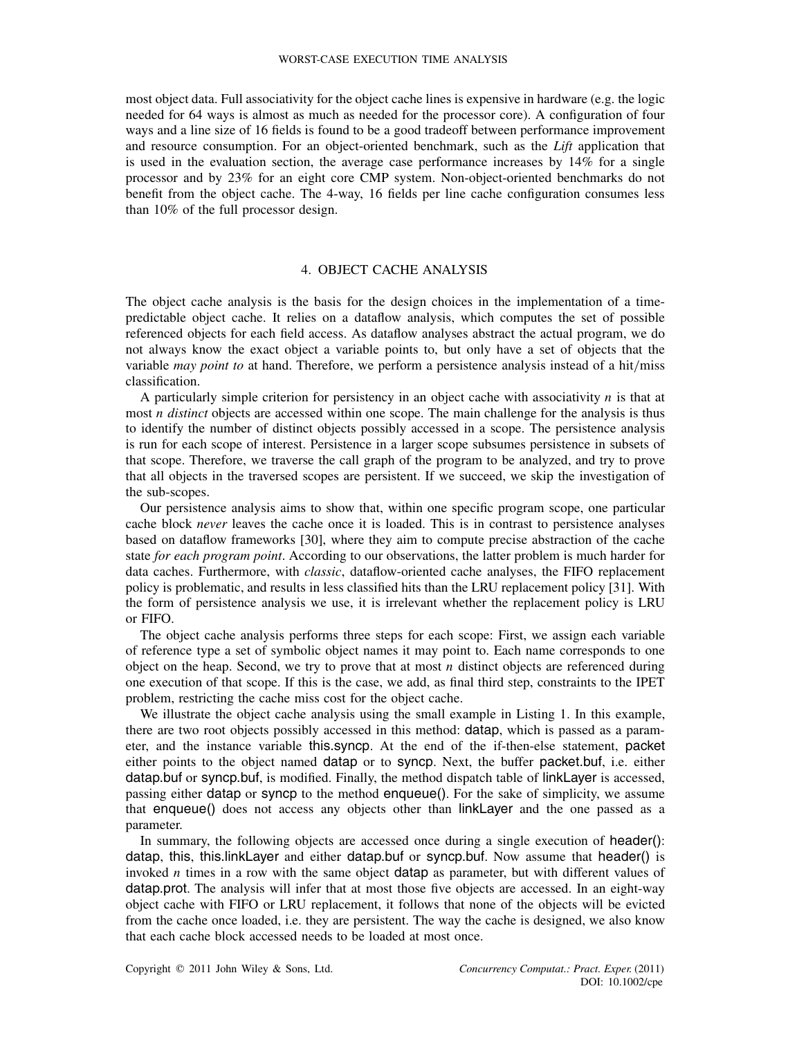most object data. Full associativity for the object cache lines is expensive in hardware (e.g. the logic needed for 64 ways is almost as much as needed for the processor core). A configuration of four ways and a line size of 16 fields is found to be a good tradeoff between performance improvement and resource consumption. For an object-oriented benchmark, such as the *Lift* application that is used in the evaluation section, the average case performance increases by 14% for a single processor and by 23% for an eight core CMP system. Non-object-oriented benchmarks do not benefit from the object cache. The 4-way, 16 fields per line cache configuration consumes less than 10% of the full processor design.

## 4. OBJECT CACHE ANALYSIS

The object cache analysis is the basis for the design choices in the implementation of a time-predictable object cache. It relies on a dataflow analysis, which computes the set of possible referenced objects for each field access. As dataflow analyses abstract the actual program, we do not always know the exact object a variable points to, but only have a set of objects that the variable *may point to* at hand. Therefore, we perform a persistence analysis instead of a hit/miss classification.

A particularly simple criterion for persistency in an object cache with associativity $n$ is that at most $n$ *distinct* objects are accessed within one scope. The main challenge for the analysis is thus to identify the number of distinct objects possibly accessed in a scope. The persistence analysis is run for each scope of interest. Persistence in a larger scope subsumes persistence in subsets of that scope. Therefore, we traverse the call graph of the program to be analyzed, and try to prove that all objects in the traversed scopes are persistent. If we succeed, we skip the investigation of the sub-scopes.

Our persistence analysis aims to show that, within one specific program scope, one particular cache block *never* leaves the cache once it is loaded. This is in contrast to persistence analyses based on dataflow frameworks [30], where they aim to compute precise abstraction of the cache state *for each program point*. According to our observations, the latter problem is much harder for data caches. Furthermore, with *classic*, dataflow-oriented cache analyses, the FIFO replacement policy is problematic, and results in less classified hits than the LRU replacement policy [31]. With the form of persistence analysis we use, it is irrelevant whether the replacement policy is LRU or FIFO.

The object cache analysis performs three steps for each scope: First, we assign each variable of reference type a set of symbolic object names it may point to. Each name corresponds to one object on the heap. Second, we try to prove that at most $n$ distinct objects are referenced during one execution of that scope. If this is the case, we add, as final third step, constraints to the IPET problem, restricting the cache miss cost for the object cache.

We illustrate the object cache analysis using the small example in Listing 1. In this example, there are two root objects possibly accessed in this method: datap, which is passed as a parameter, and the instance variable this.syncp. At the end of the if-then-else statement, packet either points to the object named datap or to syncp. Next, the buffer packet.buf, i.e. either datap.buf or syncp.buf, is modified. Finally, the method dispatch table of linkLayer is accessed, passing either datap or syncp to the method enqueue(). For the sake of simplicity, we assume that enqueue() does not access any objects other than linkLayer and the one passed as a parameter.

In summary, the following objects are accessed once during a single execution of header(): datap, this, this.linkLayer and either datap.buf or syncp.buf. Now assume that header() is invoked $n$ times in a row with the same object datap as parameter, but with different values of datap.prot. The analysis will infer that at most those five objects are accessed. In an eight-way object cache with FIFO or LRU replacement, it follows that none of the objects will be evicted from the cache once loaded, i.e. they are persistent. The way the cache is designed, we also know that each cache block accessed needs to be loaded at most once.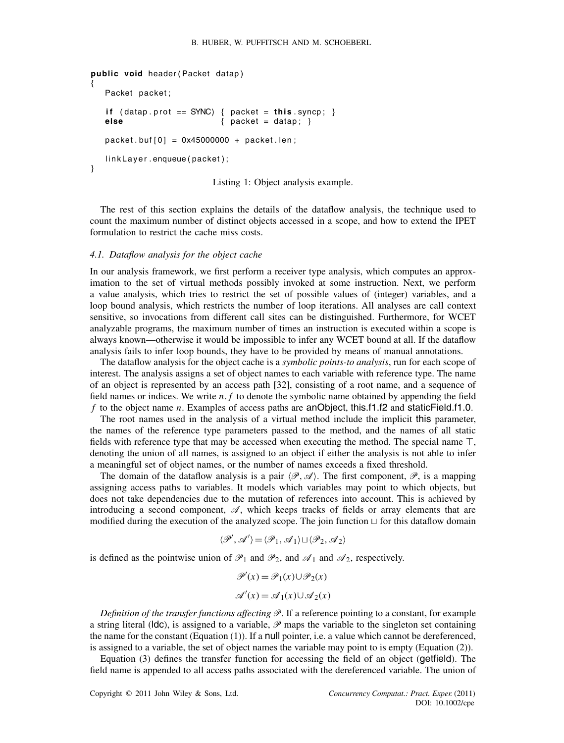```
public void header(Packet datap)
{
   Packet packet;

   if (datap.prot == SYNC) { packet = this.syncp; }
   else                    { packet = datap; }

   packet.buf[0] = 0x45000000 + packet.len;

   linkLayer.enqueue(packet);
}
```

Listing 1: Object analysis example.

The rest of this section explains the details of the dataflow analysis, the technique used to count the maximum number of distinct objects accessed in a scope, and how to extend the IPET formulation to restrict the cache miss costs.

### 4.1. Dataflow analysis for the object cache

In our analysis framework, we first perform a receiver type analysis, which computes an approximation to the set of virtual methods possibly invoked at some instruction. Next, we perform a value analysis, which tries to restrict the set of possible values of (integer) variables, and a loop bound analysis, which restricts the number of loop iterations. All analyses are call context sensitive, so invocations from different call sites can be distinguished. Furthermore, for WCET analyzable programs, the maximum number of times an instruction is executed within a scope is always known—otherwise it would be impossible to infer any WCET bound at all. If the dataflow analysis fails to infer loop bounds, they have to be provided by means of manual annotations.

The dataflow analysis for the object cache is a *symbolic points-to analysis*, run for each scope of interest. The analysis assigns a set of object names to each variable with reference type. The name of an object is represented by an access path [32], consisting of a root name, and a sequence of field names or indices. We write $n.f$ to denote the symbolic name obtained by appending the field $f$ to the object name $n$. Examples of access paths are anObject, this.f1.f2 and staticField.f1.0.

The root names used in the analysis of a virtual method include the implicit this parameter, the names of the reference type parameters passed to the method, and the names of all static fields with reference type that may be accessed when executing the method. The special name $\top$, denoting the union of all names, is assigned to an object if either the analysis is not able to infer a meaningful set of object names, or the number of names exceeds a fixed threshold.

The domain of the dataflow analysis is a pair $\langle \mathscr{P}, \mathscr{A} \rangle$. The first component, $\mathscr{P}$, is a mapping assigning access paths to variables. It models which variables may point to which objects, but does not take dependencies due to the mutation of references into account. This is achieved by introducing a second component, $\mathscr{A}$, which keeps tracks of fields or array elements that are modified during the execution of the analyzed scope. The join function $\sqcup$ for this dataflow domain

$$\langle \mathscr{P}', \mathscr{A}' \rangle = \langle \mathscr{P}_1, \mathscr{A}_1 \rangle \sqcup \langle \mathscr{P}_2, \mathscr{A}_2 \rangle$$

is defined as the pointwise union of $\mathscr{P}_1$ and $\mathscr{P}_2$, and $\mathscr{A}_1$ and $\mathscr{A}_2$, respectively.

$$\mathscr{P}'(x) = \mathscr{P}_1(x) \cup \mathscr{P}_2(x)$$

$$\mathscr{A}'(x) = \mathscr{A}_1(x) \cup \mathscr{A}_2(x)$$

*Definition of the transfer functions affecting $\mathscr{P}$.* If a reference pointing to a constant, for example a string literal (ldc), is assigned to a variable, $\mathscr{P}$ maps the variable to the singleton set containing the name for the constant (Equation (1)). If a null pointer, i.e. a value which cannot be dereferenced, is assigned to a variable, the set of object names the variable may point to is empty (Equation (2)).

Equation (3) defines the transfer function for accessing the field of an object (getfield). The field name is appended to all access paths associated with the dereferenced variable. The union of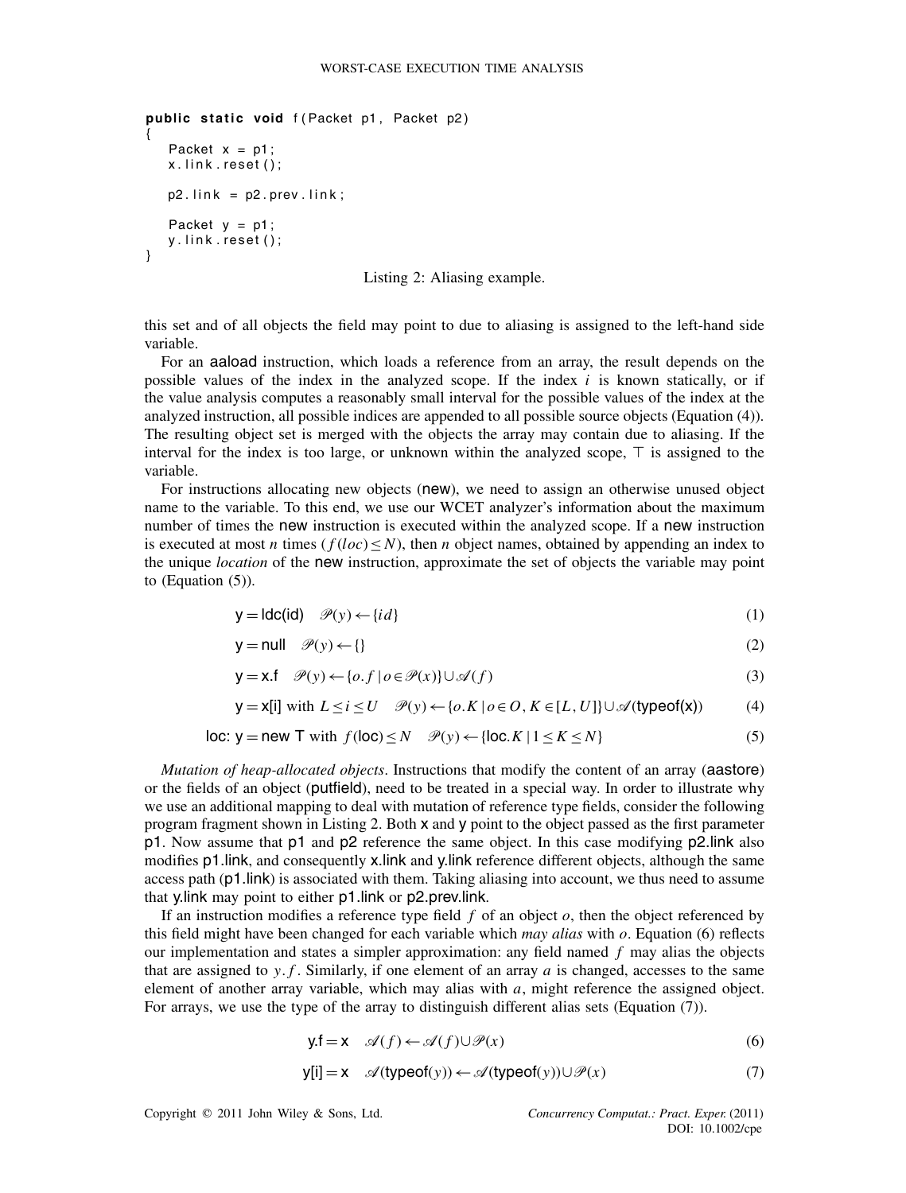```
public static void f(Packet p1, Packet p2)
{
    Packet x = p1;
    x.link.reset();

    p2.link = p2.prev.link;

    Packet y = p1;
    y.link.reset();
}
```

Listing 2: Aliasing example.

this set and of all objects the field may point to due to aliasing is assigned to the left-hand side variable.

For an aaload instruction, which loads a reference from an array, the result depends on the possible values of the index in the analyzed scope. If the index $i$ is known statically, or if the value analysis computes a reasonably small interval for the possible values of the index at the analyzed instruction, all possible indices are appended to all possible source objects (Equation (4)). The resulting object set is merged with the objects the array may contain due to aliasing. If the interval for the index is too large, or unknown within the analyzed scope, $\top$ is assigned to the variable.

For instructions allocating new objects (new), we need to assign an otherwise unused object name to the variable. To this end, we use our WCET analyzer's information about the maximum number of times the new instruction is executed within the analyzed scope. If a new instruction is executed at most $n$ times ($f(loc) \leq N$), then $n$ object names, obtained by appending an index to the unique *location* of the new instruction, approximate the set of objects the variable may point to (Equation (5)).

$$\mathsf{y} = \mathsf{ldc(id)} \quad \mathscr{P}(y) \leftarrow \{id\} \tag{1}$$

$$\mathsf{y} = \mathsf{null} \quad \mathscr{P}(y) \leftarrow \{\} \tag{2}$$

$$\mathsf{y} = \mathsf{x.f} \quad \mathscr{P}(y) \leftarrow \{o.f \mid o \in \mathscr{P}(x)\} \cup \mathscr{A}(f) \tag{3}$$

$$\mathsf{y} = \mathsf{x[i]} \text{ with } L \leq i \leq U \quad \mathscr{P}(y) \leftarrow \{o.K \mid o \in O, K \in [L,U]\} \cup \mathscr{A}(\mathsf{typeof(x)}) \tag{4}$$

$$\mathsf{loc}\colon \mathsf{y} = \mathsf{new\ T} \text{ with } f(\mathsf{loc}) \leq N \quad \mathscr{P}(y) \leftarrow \{\mathsf{loc}.K \mid 1 \leq K \leq N\} \tag{5}$$

*Mutation of heap-allocated objects*. Instructions that modify the content of an array (aastore) or the fields of an object (putfield), need to be treated in a special way. In order to illustrate why we use an additional mapping to deal with mutation of reference type fields, consider the following program fragment shown in Listing 2. Both x and y point to the object passed as the first parameter p1. Now assume that p1 and p2 reference the same object. In this case modifying p2.link also modifies p1.link, and consequently x.link and y.link reference different objects, although the same access path (p1.link) is associated with them. Taking aliasing into account, we thus need to assume that y.link may point to either p1.link or p2.prev.link.

If an instruction modifies a reference type field $f$ of an object $o$, then the object referenced by this field might have been changed for each variable which *may alias* with $o$. Equation (6) reflects our implementation and states a simpler approximation: any field named $f$ may alias the objects that are assigned to $y.f$. Similarly, if one element of an array $a$ is changed, accesses to the same element of another array variable, which may alias with $a$, might reference the assigned object. For arrays, we use the type of the array to distinguish different alias sets (Equation (7)).

$$\mathsf{y.f} = \mathsf{x} \quad \mathscr{A}(f) \leftarrow \mathscr{A}(f) \cup \mathscr{P}(x) \tag{6}$$

$$\mathsf{y[i]} = \mathsf{x} \quad \mathscr{A}(\mathsf{typeof}(y)) \leftarrow \mathscr{A}(\mathsf{typeof}(y)) \cup \mathscr{P}(x) \tag{7}$$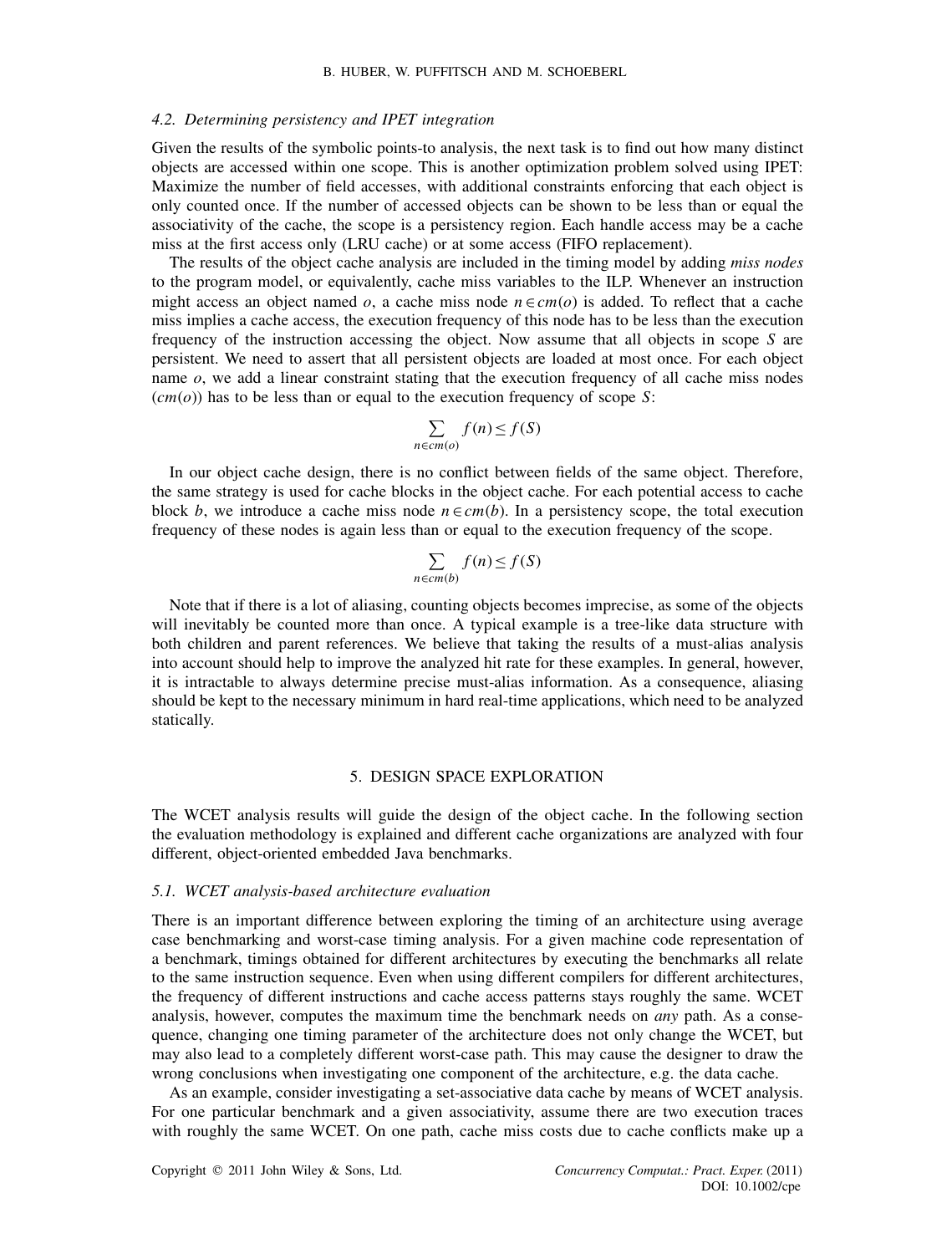### 4.2. Determining persistency and IPET integration

Given the results of the symbolic points-to analysis, the next task is to find out how many distinct objects are accessed within one scope. This is another optimization problem solved using IPET: Maximize the number of field accesses, with additional constraints enforcing that each object is only counted once. If the number of accessed objects can be shown to be less than or equal the associativity of the cache, the scope is a persistency region. Each handle access may be a cache miss at the first access only (LRU cache) or at some access (FIFO replacement).

The results of the object cache analysis are included in the timing model by adding *miss nodes* to the program model, or equivalently, cache miss variables to the ILP. Whenever an instruction might access an object named $o$, a cache miss node $n \in cm(o)$ is added. To reflect that a cache miss implies a cache access, the execution frequency of this node has to be less than the execution frequency of the instruction accessing the object. Now assume that all objects in scope $S$ are persistent. We need to assert that all persistent objects are loaded at most once. For each object name $o$, we add a linear constraint stating that the execution frequency of all cache miss nodes ($cm(o)$) has to be less than or equal to the execution frequency of scope $S$:

$$\sum_{n \in cm(o)} f(n) \leq f(S)$$

In our object cache design, there is no conflict between fields of the same object. Therefore, the same strategy is used for cache blocks in the object cache. For each potential access to cache block $b$, we introduce a cache miss node $n \in cm(b)$. In a persistency scope, the total execution frequency of these nodes is again less than or equal to the execution frequency of the scope.

$$\sum_{n \in cm(b)} f(n) \leq f(S)$$

Note that if there is a lot of aliasing, counting objects becomes imprecise, as some of the objects will inevitably be counted more than once. A typical example is a tree-like data structure with both children and parent references. We believe that taking the results of a must-alias analysis into account should help to improve the analyzed hit rate for these examples. In general, however, it is intractable to always determine precise must-alias information. As a consequence, aliasing should be kept to the necessary minimum in hard real-time applications, which need to be analyzed statically.

## 5. DESIGN SPACE EXPLORATION

The WCET analysis results will guide the design of the object cache. In the following section the evaluation methodology is explained and different cache organizations are analyzed with four different, object-oriented embedded Java benchmarks.

### 5.1. WCET analysis-based architecture evaluation

There is an important difference between exploring the timing of an architecture using average case benchmarking and worst-case timing analysis. For a given machine code representation of a benchmark, timings obtained for different architectures by executing the benchmarks all relate to the same instruction sequence. Even when using different compilers for different architectures, the frequency of different instructions and cache access patterns stays roughly the same. WCET analysis, however, computes the maximum time the benchmark needs on *any* path. As a consequence, changing one timing parameter of the architecture does not only change the WCET, but may also lead to a completely different worst-case path. This may cause the designer to draw the wrong conclusions when investigating one component of the architecture, e.g. the data cache.

As an example, consider investigating a set-associative data cache by means of WCET analysis. For one particular benchmark and a given associativity, assume there are two execution traces with roughly the same WCET. On one path, cache miss costs due to cache conflicts make up a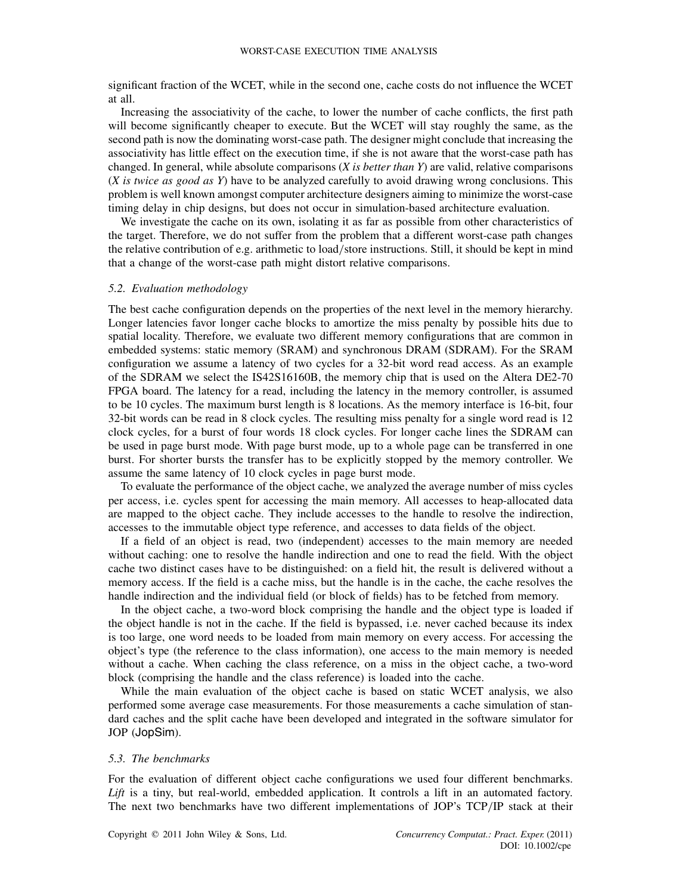significant fraction of the WCET, while in the second one, cache costs do not influence the WCET at all.

Increasing the associativity of the cache, to lower the number of cache conflicts, the first path will become significantly cheaper to execute. But the WCET will stay roughly the same, as the second path is now the dominating worst-case path. The designer might conclude that increasing the associativity has little effect on the execution time, if she is not aware that the worst-case path has changed. In general, while absolute comparisons (*X is better than Y*) are valid, relative comparisons (*X is twice as good as Y*) have to be analyzed carefully to avoid drawing wrong conclusions. This problem is well known amongst computer architecture designers aiming to minimize the worst-case timing delay in chip designs, but does not occur in simulation-based architecture evaluation.

We investigate the cache on its own, isolating it as far as possible from other characteristics of the target. Therefore, we do not suffer from the problem that a different worst-case path changes the relative contribution of e.g. arithmetic to load/store instructions. Still, it should be kept in mind that a change of the worst-case path might distort relative comparisons.

### 5.2. Evaluation methodology

The best cache configuration depends on the properties of the next level in the memory hierarchy. Longer latencies favor longer cache blocks to amortize the miss penalty by possible hits due to spatial locality. Therefore, we evaluate two different memory configurations that are common in embedded systems: static memory (SRAM) and synchronous DRAM (SDRAM). For the SRAM configuration we assume a latency of two cycles for a 32-bit word read access. As an example of the SDRAM we select the IS42S16160B, the memory chip that is used on the Altera DE2-70 FPGA board. The latency for a read, including the latency in the memory controller, is assumed to be 10 cycles. The maximum burst length is 8 locations. As the memory interface is 16-bit, four 32-bit words can be read in 8 clock cycles. The resulting miss penalty for a single word read is 12 clock cycles, for a burst of four words 18 clock cycles. For longer cache lines the SDRAM can be used in page burst mode. With page burst mode, up to a whole page can be transferred in one burst. For shorter bursts the transfer has to be explicitly stopped by the memory controller. We assume the same latency of 10 clock cycles in page burst mode.

To evaluate the performance of the object cache, we analyzed the average number of miss cycles per access, i.e. cycles spent for accessing the main memory. All accesses to heap-allocated data are mapped to the object cache. They include accesses to the handle to resolve the indirection, accesses to the immutable object type reference, and accesses to data fields of the object.

If a field of an object is read, two (independent) accesses to the main memory are needed without caching: one to resolve the handle indirection and one to read the field. With the object cache two distinct cases have to be distinguished: on a field hit, the result is delivered without a memory access. If the field is a cache miss, but the handle is in the cache, the cache resolves the handle indirection and the individual field (or block of fields) has to be fetched from memory.

In the object cache, a two-word block comprising the handle and the object type is loaded if the object handle is not in the cache. If the field is bypassed, i.e. never cached because its index is too large, one word needs to be loaded from main memory on every access. For accessing the object's type (the reference to the class information), one access to the main memory is needed without a cache. When caching the class reference, on a miss in the object cache, a two-word block (comprising the handle and the class reference) is loaded into the cache.

While the main evaluation of the object cache is based on static WCET analysis, we also performed some average case measurements. For those measurements a cache simulation of standard caches and the split cache have been developed and integrated in the software simulator for JOP (JopSim).

### 5.3. The benchmarks

For the evaluation of different object cache configurations we used four different benchmarks. *Lift* is a tiny, but real-world, embedded application. It controls a lift in an automated factory. The next two benchmarks have two different implementations of JOP's TCP/IP stack at their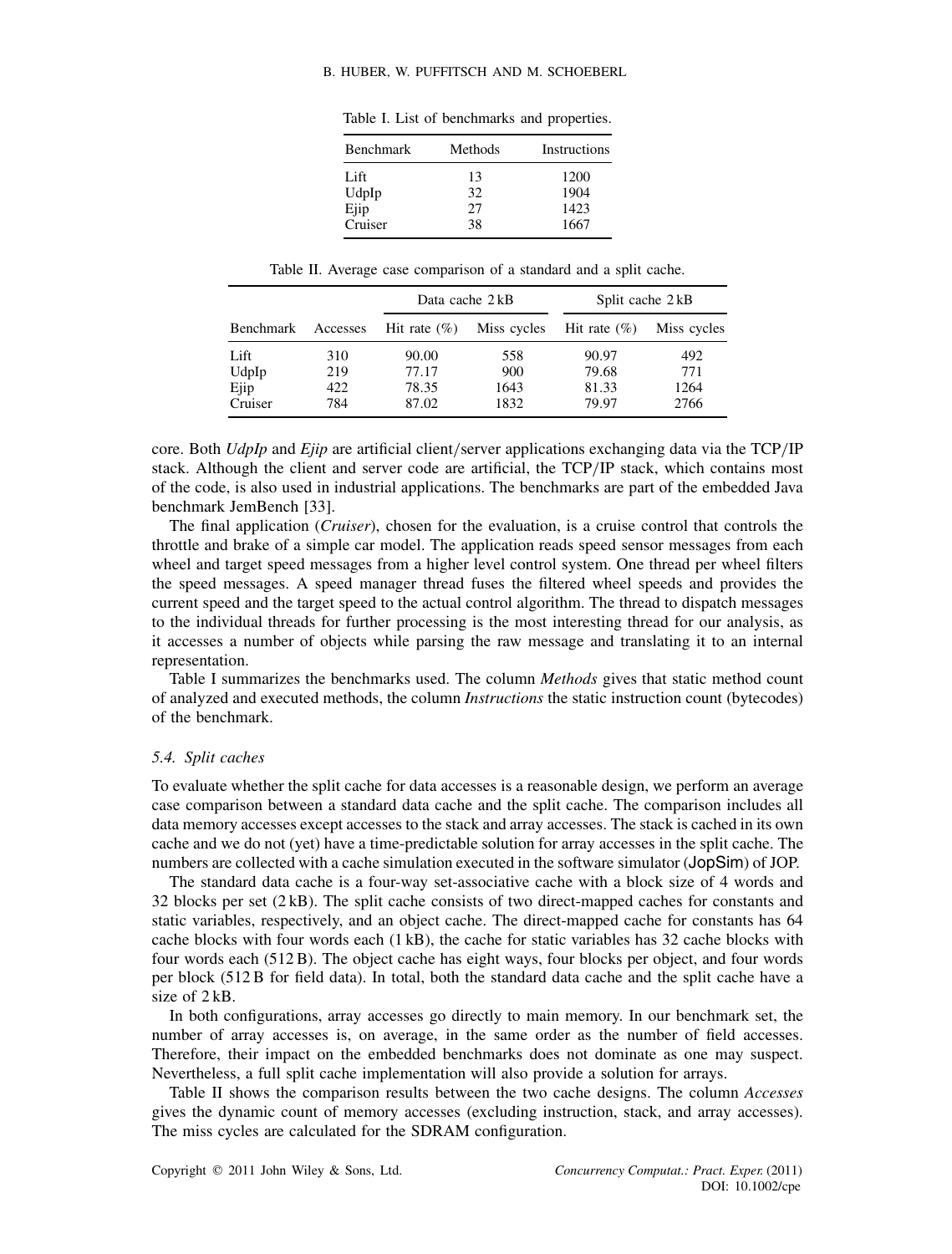Table I. List of benchmarks and properties.

| Benchmark | Methods | Instructions |
|---|---|---|
| Lift | 13 | 1200 |
| UdpIp | 32 | 1904 |
| Ejip | 27 | 1423 |
| Cruiser | 38 | 1667 |

Table II. Average case comparison of a standard and a split cache.

| | | Data cache 2 kB | | Split cache 2 kB | |
|---|---|---|---|---|---|
| Benchmark | Accesses | Hit rate (%) | Miss cycles | Hit rate (%) | Miss cycles |
| Lift | 310 | 90.00 | 558 | 90.97 | 492 |
| UdpIp | 219 | 77.17 | 900 | 79.68 | 771 |
| Ejip | 422 | 78.35 | 1643 | 81.33 | 1264 |
| Cruiser | 784 | 87.02 | 1832 | 79.97 | 2766 |

core. Both *UdpIp* and *Ejip* are artificial client/server applications exchanging data via the TCP/IP stack. Although the client and server code are artificial, the TCP/IP stack, which contains most of the code, is also used in industrial applications. The benchmarks are part of the embedded Java benchmark JemBench [33].

The final application (*Cruiser*), chosen for the evaluation, is a cruise control that controls the throttle and brake of a simple car model. The application reads speed sensor messages from each wheel and target speed messages from a higher level control system. One thread per wheel filters the speed messages. A speed manager thread fuses the filtered wheel speeds and provides the current speed and the target speed to the actual control algorithm. The thread to dispatch messages to the individual threads for further processing is the most interesting thread for our analysis, as it accesses a number of objects while parsing the raw message and translating it to an internal representation.

Table I summarizes the benchmarks used. The column *Methods* gives that static method count of analyzed and executed methods, the column *Instructions* the static instruction count (bytecodes) of the benchmark.

### 5.4. Split caches

To evaluate whether the split cache for data accesses is a reasonable design, we perform an average case comparison between a standard data cache and the split cache. The comparison includes all data memory accesses except accesses to the stack and array accesses. The stack is cached in its own cache and we do not (yet) have a time-predictable solution for array accesses in the split cache. The numbers are collected with a cache simulation executed in the software simulator (JopSim) of JOP.

The standard data cache is a four-way set-associative cache with a block size of 4 words and 32 blocks per set (2 kB). The split cache consists of two direct-mapped caches for constants and static variables, respectively, and an object cache. The direct-mapped cache for constants has 64 cache blocks with four words each (1 kB), the cache for static variables has 32 cache blocks with four words each (512 B). The object cache has eight ways, four blocks per object, and four words per block (512 B for field data). In total, both the standard data cache and the split cache have a size of 2 kB.

In both configurations, array accesses go directly to main memory. In our benchmark set, the number of array accesses is, on average, in the same order as the number of field accesses. Therefore, their impact on the embedded benchmarks does not dominate as one may suspect. Nevertheless, a full split cache implementation will also provide a solution for arrays.

Table II shows the comparison results between the two cache designs. The column *Accesses* gives the dynamic count of memory accesses (excluding instruction, stack, and array accesses). The miss cycles are calculated for the SDRAM configuration.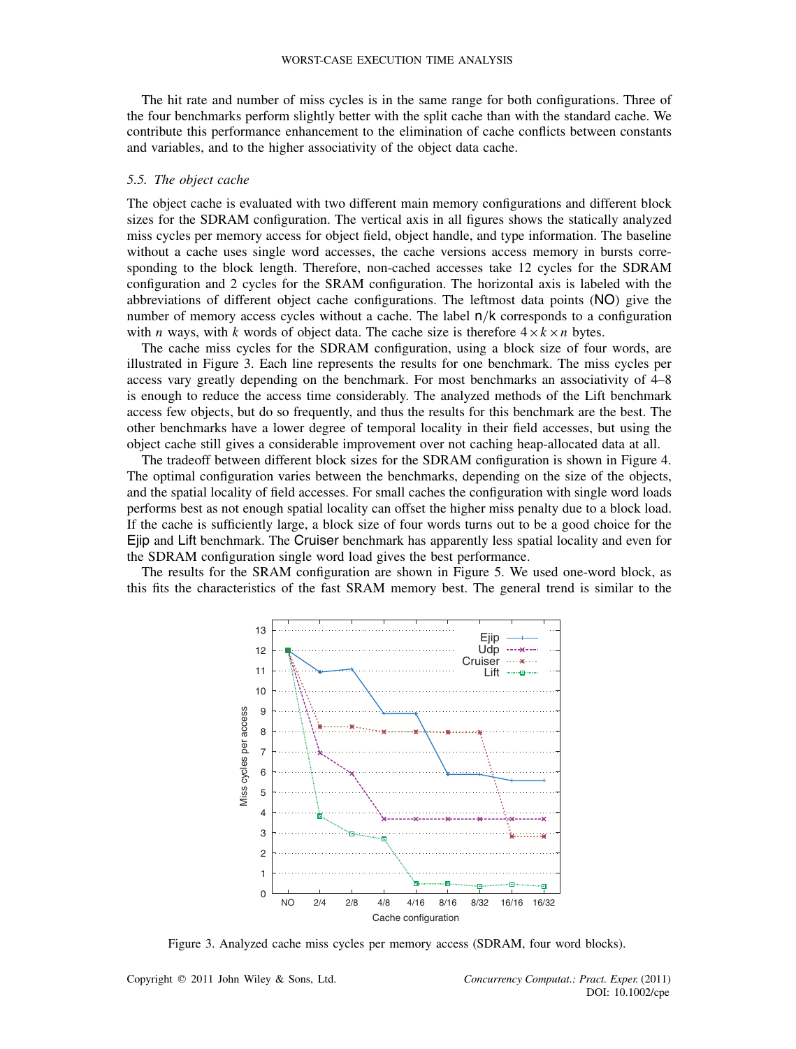The hit rate and number of miss cycles is in the same range for both configurations. Three of the four benchmarks perform slightly better with the split cache than with the standard cache. We contribute this performance enhancement to the elimination of cache conflicts between constants and variables, and to the higher associativity of the object data cache.

### 5.5. The object cache

The object cache is evaluated with two different main memory configurations and different block sizes for the SDRAM configuration. The vertical axis in all figures shows the statically analyzed miss cycles per memory access for object field, object handle, and type information. The baseline without a cache uses single word accesses, the cache versions access memory in bursts corresponding to the block length. Therefore, non-cached accesses take 12 cycles for the SDRAM configuration and 2 cycles for the SRAM configuration. The horizontal axis is labeled with the abbreviations of different object cache configurations. The leftmost data points (NO) give the number of memory access cycles without a cache. The label n/k corresponds to a configuration with $n$ ways, with $k$ words of object data. The cache size is therefore $4 \times k \times n$ bytes.

The cache miss cycles for the SDRAM configuration, using a block size of four words, are illustrated in Figure 3. Each line represents the results for one benchmark. The miss cycles per access vary greatly depending on the benchmark. For most benchmarks an associativity of 4–8 is enough to reduce the access time considerably. The analyzed methods of the Lift benchmark access few objects, but do so frequently, and thus the results for this benchmark are the best. The other benchmarks have a lower degree of temporal locality in their field accesses, but using the object cache still gives a considerable improvement over not caching heap-allocated data at all.

The tradeoff between different block sizes for the SDRAM configuration is shown in Figure 4. The optimal configuration varies between the benchmarks, depending on the size of the objects, and the spatial locality of field accesses. For small caches the configuration with single word loads performs best as not enough spatial locality can offset the higher miss penalty due to a block load. If the cache is sufficiently large, a block size of four words turns out to be a good choice for the Ejip and Lift benchmark. The Cruiser benchmark has apparently less spatial locality and even for the SDRAM configuration single word load gives the best performance.

The results for the SRAM configuration are shown in Figure 5. We used one-word block, as this fits the characteristics of the fast SRAM memory best. The general trend is similar to the

Miss cycles per access
0 1 2 3 4 5 6 7 8 9 10 11 12 13
Ejip
Udp
Cruiser
Lift
NO 2/4 2/8 4/8 4/16 8/16 8/32 16/16 16/32
Cache configuration

Figure 3. Analyzed cache miss cycles per memory access (SDRAM, four word blocks).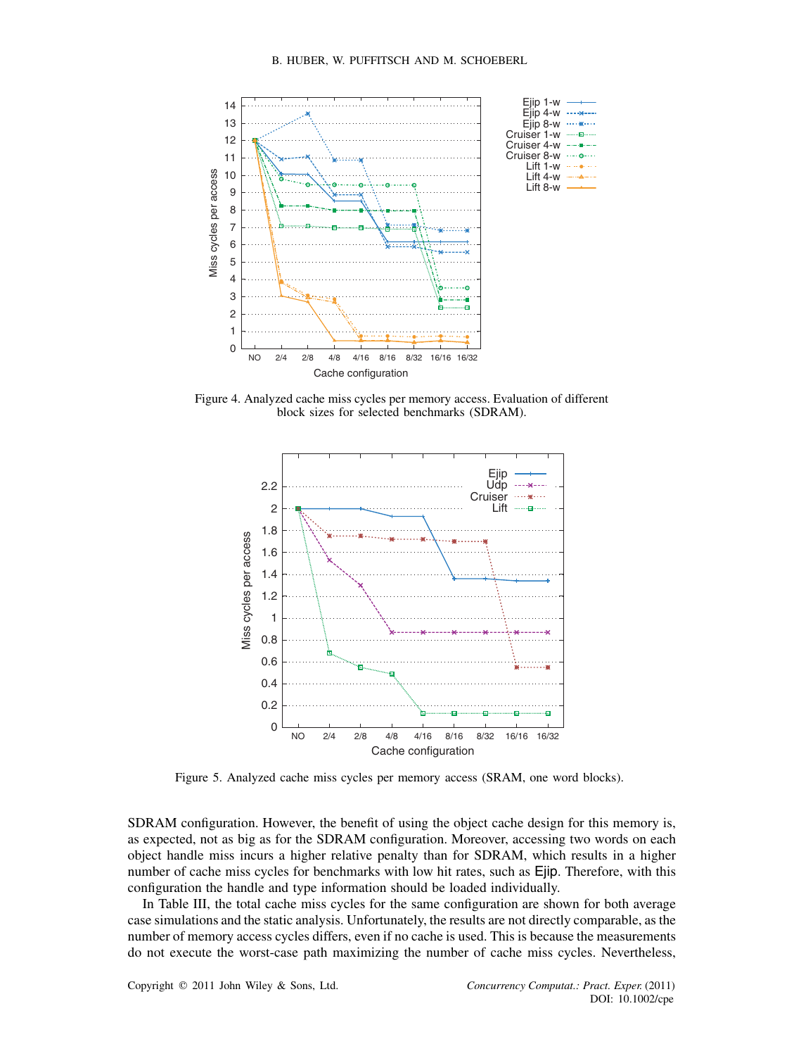Figure 4. Analyzed cache miss cycles per memory access. Evaluation of different block sizes for selected benchmarks (SDRAM).

Figure 5. Analyzed cache miss cycles per memory access (SRAM, one word blocks).

SDRAM configuration. However, the benefit of using the object cache design for this memory is, as expected, not as big as for the SDRAM configuration. Moreover, accessing two words on each object handle miss incurs a higher relative penalty than for SDRAM, which results in a higher number of cache miss cycles for benchmarks with low hit rates, such as Ejip. Therefore, with this configuration the handle and type information should be loaded individually.

In Table III, the total cache miss cycles for the same configuration are shown for both average case simulations and the static analysis. Unfortunately, the results are not directly comparable, as the number of memory access cycles differs, even if no cache is used. This is because the measurements do not execute the worst-case path maximizing the number of cache miss cycles. Nevertheless,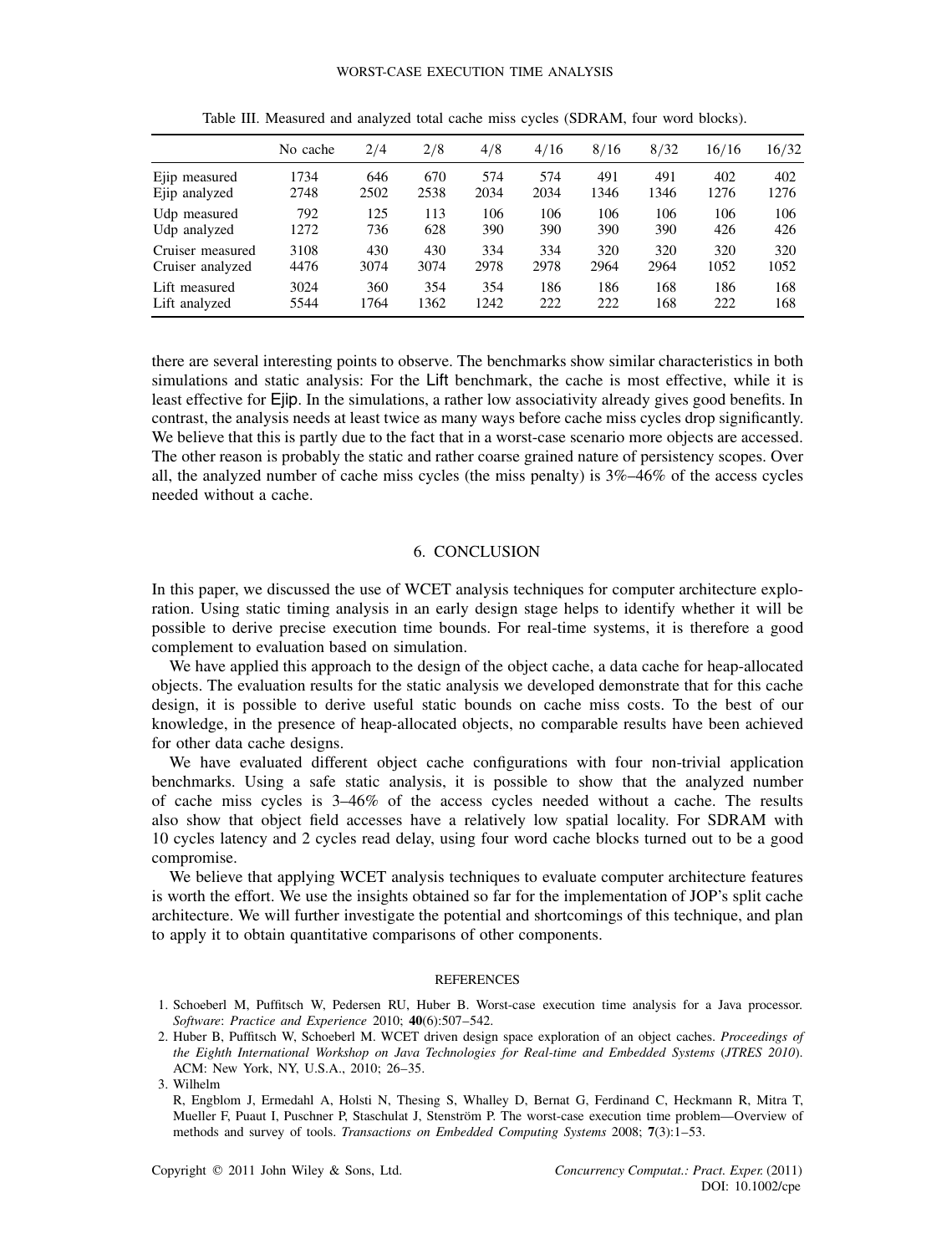Table III. Measured and analyzed total cache miss cycles (SDRAM, four word blocks).

| | No cache | 2/4 | 2/8 | 4/8 | 4/16 | 8/16 | 8/32 | 16/16 | 16/32 |
|---|---|---|---|---|---|---|---|---|---|
| Ejip measured | 1734 | 646 | 670 | 574 | 574 | 491 | 491 | 402 | 402 |
| Ejip analyzed | 2748 | 2502 | 2538 | 2034 | 2034 | 1346 | 1346 | 1276 | 1276 |
| Udp measured | 792 | 125 | 113 | 106 | 106 | 106 | 106 | 106 | 106 |
| Udp analyzed | 1272 | 736 | 628 | 390 | 390 | 390 | 390 | 426 | 426 |
| Cruiser measured | 3108 | 430 | 430 | 334 | 334 | 320 | 320 | 320 | 320 |
| Cruiser analyzed | 4476 | 3074 | 3074 | 2978 | 2978 | 2964 | 2964 | 1052 | 1052 |
| Lift measured | 3024 | 360 | 354 | 354 | 186 | 186 | 168 | 186 | 168 |
| Lift analyzed | 5544 | 1764 | 1362 | 1242 | 222 | 222 | 168 | 222 | 168 |

there are several interesting points to observe. The benchmarks show similar characteristics in both simulations and static analysis: For the Lift benchmark, the cache is most effective, while it is least effective for Ejip. In the simulations, a rather low associativity already gives good benefits. In contrast, the analysis needs at least twice as many ways before cache miss cycles drop significantly. We believe that this is partly due to the fact that in a worst-case scenario more objects are accessed. The other reason is probably the static and rather coarse grained nature of persistency scopes. Over all, the analyzed number of cache miss cycles (the miss penalty) is 3%–46% of the access cycles needed without a cache.

## 6. CONCLUSION

In this paper, we discussed the use of WCET analysis techniques for computer architecture exploration. Using static timing analysis in an early design stage helps to identify whether it will be possible to derive precise execution time bounds. For real-time systems, it is therefore a good complement to evaluation based on simulation.

We have applied this approach to the design of the object cache, a data cache for heap-allocated objects. The evaluation results for the static analysis we developed demonstrate that for this cache design, it is possible to derive useful static bounds on cache miss costs. To the best of our knowledge, in the presence of heap-allocated objects, no comparable results have been achieved for other data cache designs.

We have evaluated different object cache configurations with four non-trivial application benchmarks. Using a safe static analysis, it is possible to show that the analyzed number of cache miss cycles is 3–46% of the access cycles needed without a cache. The results also show that object field accesses have a relatively low spatial locality. For SDRAM with 10 cycles latency and 2 cycles read delay, using four word cache blocks turned out to be a good compromise.

We believe that applying WCET analysis techniques to evaluate computer architecture features is worth the effort. We use the insights obtained so far for the implementation of JOP's split cache architecture. We will further investigate the potential and shortcomings of this technique, and plan to apply it to obtain quantitative comparisons of other components.

### REFERENCES

1. Schoeberl M, Puffitsch W, Pedersen RU, Huber B. Worst-case execution time analysis for a Java processor. *Software: Practice and Experience* 2010; **40**(6):507–542.
2. Huber B, Puffitsch W, Schoeberl M. WCET driven design space exploration of an object caches. *Proceedings of the Eighth International Workshop on Java Technologies for Real-time and Embedded Systems* (*JTRES 2010*). ACM: New York, NY, U.S.A., 2010; 26–35.
3. Wilhelm R, Engblom J, Ermedahl A, Holsti N, Thesing S, Whalley D, Bernat G, Ferdinand C, Heckmann R, Mitra T, Mueller F, Puaut I, Puschner P, Staschulat J, Stenström P. The worst-case execution time problem—Overview of methods and survey of tools. *Transactions on Embedded Computing Systems* 2008; **7**(3):1–53.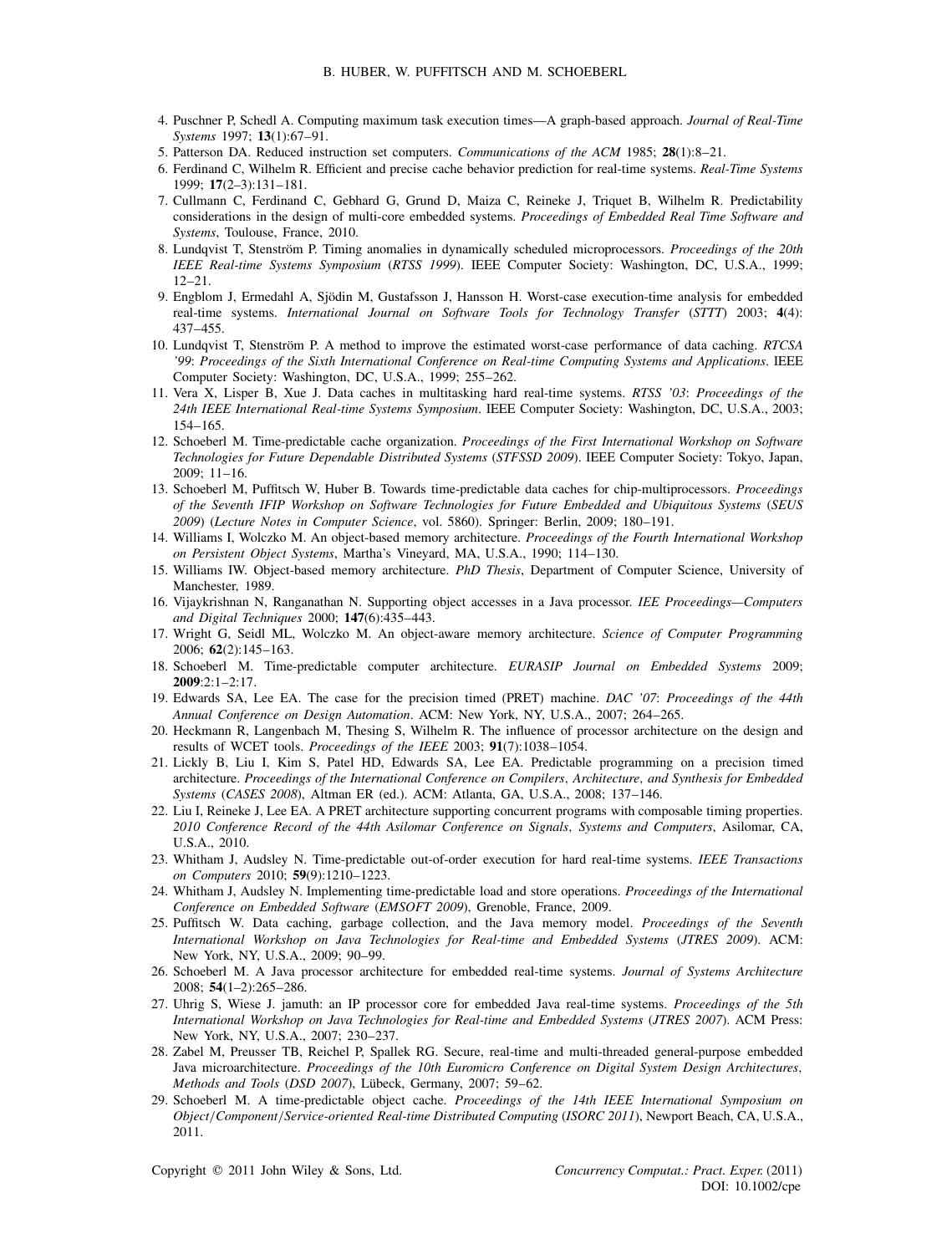4. Puschner P, Schedl A. Computing maximum task execution times—A graph-based approach. *Journal of Real-Time Systems* 1997; **13**(1):67–91.
5. Patterson DA. Reduced instruction set computers. *Communications of the ACM* 1985; **28**(1):8–21.
6. Ferdinand C, Wilhelm R. Efficient and precise cache behavior prediction for real-time systems. *Real-Time Systems* 1999; **17**(2–3):131–181.
7. Cullmann C, Ferdinand C, Gebhard G, Grund D, Maiza C, Reineke J, Triquet B, Wilhelm R. Predictability considerations in the design of multi-core embedded systems. *Proceedings of Embedded Real Time Software and Systems*, Toulouse, France, 2010.
8. Lundqvist T, Stenström P. Timing anomalies in dynamically scheduled microprocessors. *Proceedings of the 20th IEEE Real-time Systems Symposium* (*RTSS 1999*). IEEE Computer Society: Washington, DC, U.S.A., 1999; 12–21.
9. Engblom J, Ermedahl A, Sjödin M, Gustafsson J, Hansson H. Worst-case execution-time analysis for embedded real-time systems. *International Journal on Software Tools for Technology Transfer* (*STTT*) 2003; **4**(4): 437–455.
10. Lundqvist T, Stenström P. A method to improve the estimated worst-case performance of data caching. *RTCSA '99*: *Proceedings of the Sixth International Conference on Real-time Computing Systems and Applications*. IEEE Computer Society: Washington, DC, U.S.A., 1999; 255–262.
11. Vera X, Lisper B, Xue J. Data caches in multitasking hard real-time systems. *RTSS '03*: *Proceedings of the 24th IEEE International Real-time Systems Symposium*. IEEE Computer Society: Washington, DC, U.S.A., 2003; 154–165.
12. Schoeberl M. Time-predictable cache organization. *Proceedings of the First International Workshop on Software Technologies for Future Dependable Distributed Systems* (*STFSSD 2009*). IEEE Computer Society: Tokyo, Japan, 2009; 11–16.
13. Schoeberl M, Puffitsch W, Huber B. Towards time-predictable data caches for chip-multiprocessors. *Proceedings of the Seventh IFIP Workshop on Software Technologies for Future Embedded and Ubiquitous Systems* (*SEUS 2009*) (*Lecture Notes in Computer Science*, vol. 5860). Springer: Berlin, 2009; 180–191.
14. Williams I, Wolczko M. An object-based memory architecture. *Proceedings of the Fourth International Workshop on Persistent Object Systems*, Martha's Vineyard, MA, U.S.A., 1990; 114–130.
15. Williams IW. Object-based memory architecture. *PhD Thesis*, Department of Computer Science, University of Manchester, 1989.
16. Vijaykrishnan N, Ranganathan N. Supporting object accesses in a Java processor. *IEE Proceedings—Computers and Digital Techniques* 2000; **147**(6):435–443.
17. Wright G, Seidl ML, Wolczko M. An object-aware memory architecture. *Science of Computer Programming* 2006; **62**(2):145–163.
18. Schoeberl M. Time-predictable computer architecture. *EURASIP Journal on Embedded Systems* 2009; **2009**:2:1–2:17.
19. Edwards SA, Lee EA. The case for the precision timed (PRET) machine. *DAC '07*: *Proceedings of the 44th Annual Conference on Design Automation*. ACM: New York, NY, U.S.A., 2007; 264–265.
20. Heckmann R, Langenbach M, Thesing S, Wilhelm R. The influence of processor architecture on the design and results of WCET tools. *Proceedings of the IEEE* 2003; **91**(7):1038–1054.
21. Lickly B, Liu I, Kim S, Patel HD, Edwards SA, Lee EA. Predictable programming on a precision timed architecture. *Proceedings of the International Conference on Compilers*, *Architecture*, *and Synthesis for Embedded Systems* (*CASES 2008*), Altman ER (ed.). ACM: Atlanta, GA, U.S.A., 2008; 137–146.
22. Liu I, Reineke J, Lee EA. A PRET architecture supporting concurrent programs with composable timing properties. *2010 Conference Record of the 44th Asilomar Conference on Signals*, *Systems and Computers*, Asilomar, CA, U.S.A., 2010.
23. Whitham J, Audsley N. Time-predictable out-of-order execution for hard real-time systems. *IEEE Transactions on Computers* 2010; **59**(9):1210–1223.
24. Whitham J, Audsley N. Implementing time-predictable load and store operations. *Proceedings of the International Conference on Embedded Software* (*EMSOFT 2009*), Grenoble, France, 2009.
25. Puffitsch W. Data caching, garbage collection, and the Java memory model. *Proceedings of the Seventh International Workshop on Java Technologies for Real-time and Embedded Systems* (*JTRES 2009*). ACM: New York, NY, U.S.A., 2009; 90–99.
26. Schoeberl M. A Java processor architecture for embedded real-time systems. *Journal of Systems Architecture* 2008; **54**(1–2):265–286.
27. Uhrig S, Wiese J. jamuth: an IP processor core for embedded Java real-time systems. *Proceedings of the 5th International Workshop on Java Technologies for Real-time and Embedded Systems* (*JTRES 2007*). ACM Press: New York, NY, U.S.A., 2007; 230–237.
28. Zabel M, Preusser TB, Reichel P, Spallek RG. Secure, real-time and multi-threaded general-purpose embedded Java microarchitecture. *Proceedings of the 10th Euromicro Conference on Digital System Design Architectures*, *Methods and Tools* (*DSD 2007*), Lübeck, Germany, 2007; 59–62.
29. Schoeberl M. A time-predictable object cache. *Proceedings of the 14th IEEE International Symposium on Object/Component/Service-oriented Real-time Distributed Computing* (*ISORC 2011*), Newport Beach, CA, U.S.A., 2011.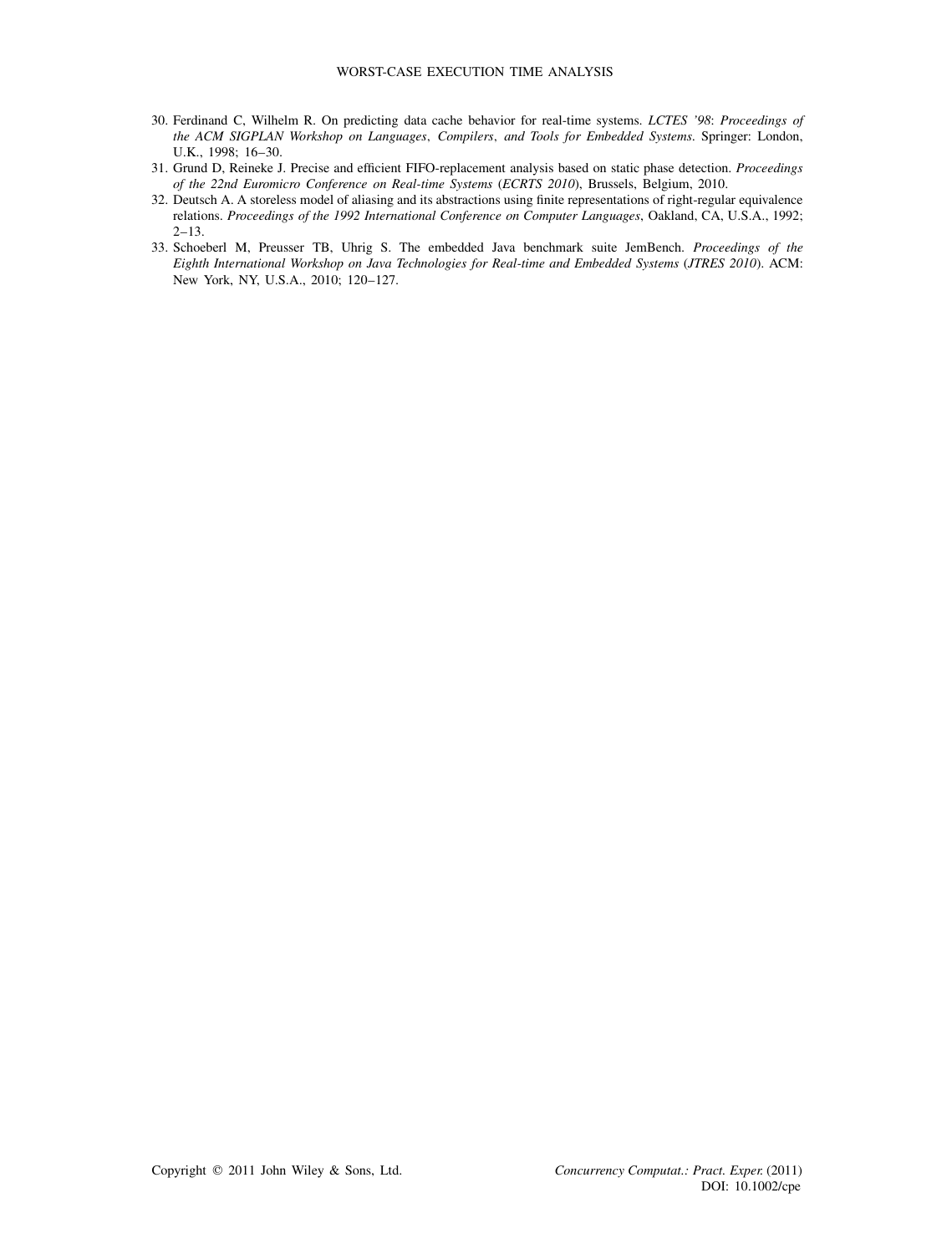30. Ferdinand C, Wilhelm R. On predicting data cache behavior for real-time systems. *LCTES '98*: *Proceedings of the ACM SIGPLAN Workshop on Languages*, *Compilers*, *and Tools for Embedded Systems*. Springer: London, U.K., 1998; 16–30.
31. Grund D, Reineke J. Precise and efficient FIFO-replacement analysis based on static phase detection. *Proceedings of the 22nd Euromicro Conference on Real-time Systems* (*ECRTS 2010*), Brussels, Belgium, 2010.
32. Deutsch A. A storeless model of aliasing and its abstractions using finite representations of right-regular equivalence relations. *Proceedings of the 1992 International Conference on Computer Languages*, Oakland, CA, U.S.A., 1992; 2–13.
33. Schoeberl M, Preusser TB, Uhrig S. The embedded Java benchmark suite JemBench. *Proceedings of the Eighth International Workshop on Java Technologies for Real-time and Embedded Systems* (*JTRES 2010*). ACM: New York, NY, U.S.A., 2010; 120–127.